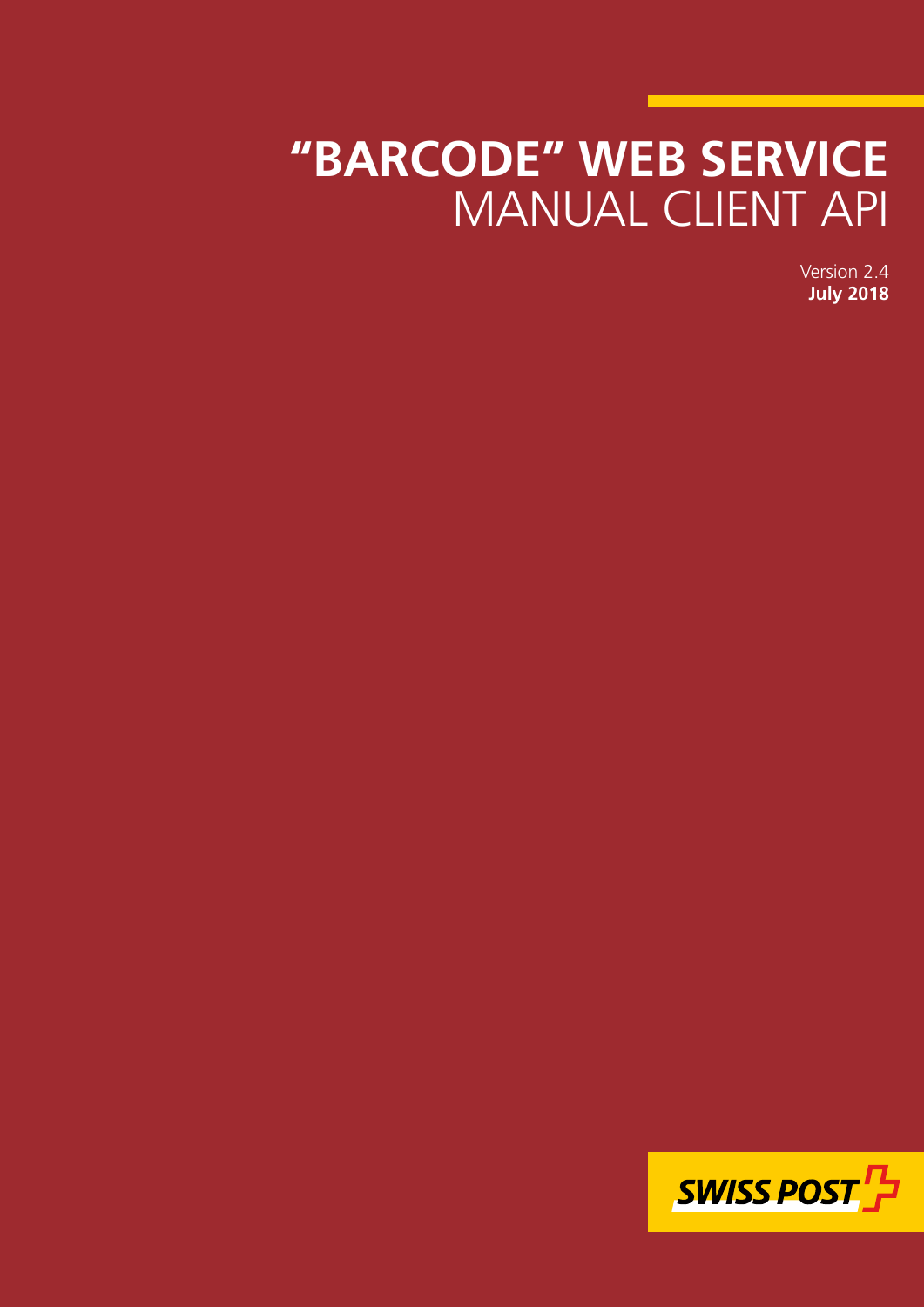# "BARCODE" WEB SERVICE
## MANUAL CLIENT API

Version 2.4
**July 2018**

SWISS POST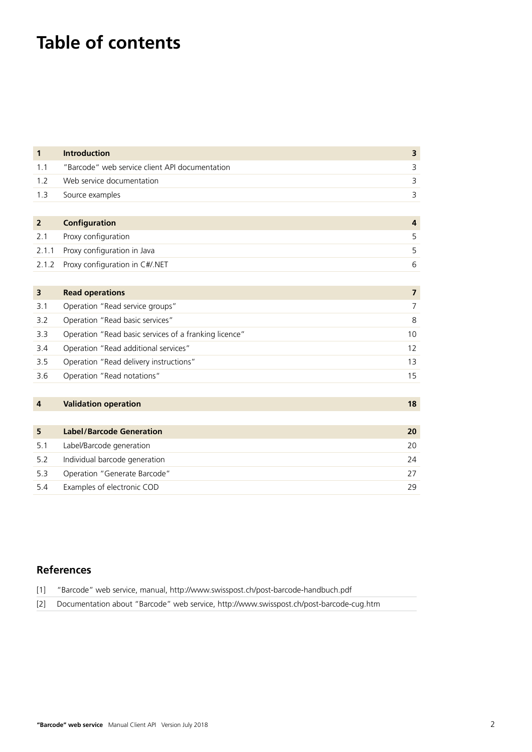# Table of contents

| | | |
|---|---|---|
| **1** | **Introduction** | **3** |
| 1.1 | "Barcode" web service client API documentation | 3 |
| 1.2 | Web service documentation | 3 |
| 1.3 | Source examples | 3 |
| **2** | **Configuration** | **4** |
| 2.1 | Proxy configuration | 5 |
| 2.1.1 | Proxy configuration in Java | 5 |
| 2.1.2 | Proxy configuration in C#/.NET | 6 |
| **3** | **Read operations** | **7** |
| 3.1 | Operation "Read service groups" | 7 |
| 3.2 | Operation "Read basic services" | 8 |
| 3.3 | Operation "Read basic services of a franking licence" | 10 |
| 3.4 | Operation "Read additional services" | 12 |
| 3.5 | Operation "Read delivery instructions" | 13 |
| 3.6 | Operation "Read notations" | 15 |
| **4** | **Validation operation** | **18** |
| **5** | **Label/Barcode Generation** | **20** |
| 5.1 | Label/Barcode generation | 20 |
| 5.2 | Individual barcode generation | 24 |
| 5.3 | Operation "Generate Barcode" | 27 |
| 5.4 | Examples of electronic COD | 29 |

## References

[1] "Barcode" web service, manual, http://www.swisspost.ch/post-barcode-handbuch.pdf

[2] Documentation about "Barcode" web service, http://www.swisspost.ch/post-barcode-cug.htm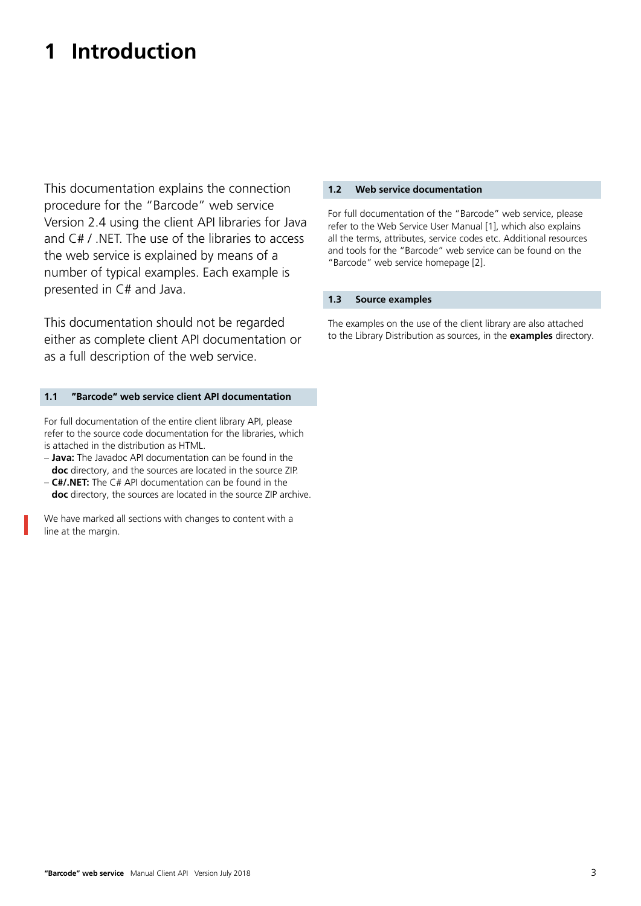# 1 Introduction

This documentation explains the connection procedure for the "Barcode" web service Version 2.4 using the client API libraries for Java and C# / .NET. The use of the libraries to access the web service is explained by means of a number of typical examples. Each example is presented in C# and Java.

This documentation should not be regarded either as complete client API documentation or as a full description of the web service.

## 1.1 "Barcode" web service client API documentation

For full documentation of the entire client library API, please refer to the source code documentation for the libraries, which is attached in the distribution as HTML.

- **Java:** The Javadoc API documentation can be found in the **doc** directory, and the sources are located in the source ZIP.
- **C#/.NET:** The C# API documentation can be found in the **doc** directory, the sources are located in the source ZIP archive.

We have marked all sections with changes to content with a line at the margin.

## 1.2 Web service documentation

For full documentation of the "Barcode" web service, please refer to the Web Service User Manual [1], which also explains all the terms, attributes, service codes etc. Additional resources and tools for the "Barcode" web service can be found on the "Barcode" web service homepage [2].

## 1.3 Source examples

The examples on the use of the client library are also attached to the Library Distribution as sources, in the **examples** directory.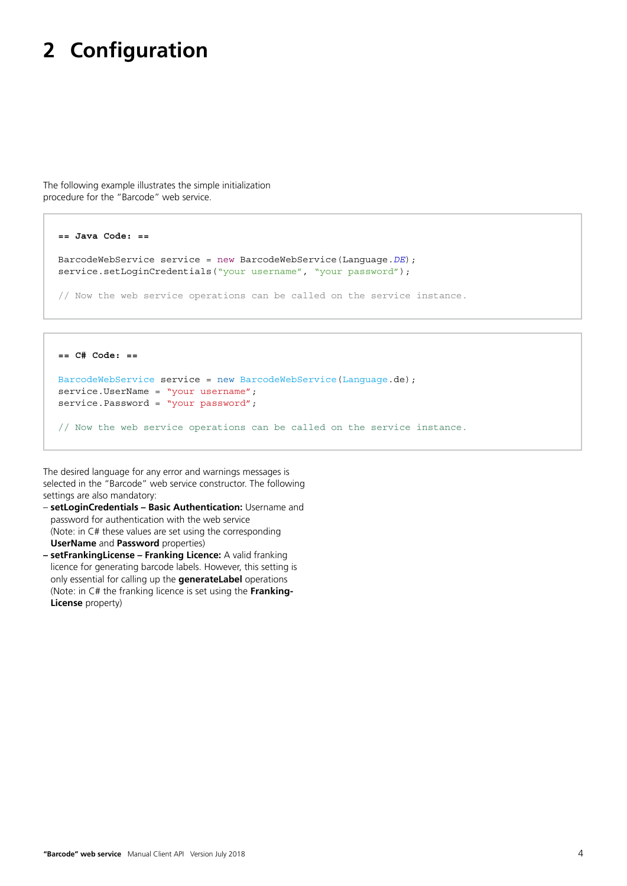# 2 Configuration

The following example illustrates the simple initialization procedure for the "Barcode" web service.

```
== Java Code: ==

BarcodeWebService service = new BarcodeWebService(Language.DE);
service.setLoginCredentials("your username", "your password");

// Now the web service operations can be called on the service instance.
```

```
== C# Code: ==

BarcodeWebService service = new BarcodeWebService(Language.de);
service.UserName = "your username";
service.Password = "your password";

// Now the web service operations can be called on the service instance.
```

The desired language for any error and warnings messages is selected in the "Barcode" web service constructor. The following settings are also mandatory:

- **setLoginCredentials – Basic Authentication:** Username and password for authentication with the web service (Note: in C# these values are set using the corresponding **UserName** and **Password** properties)
- **setFrankingLicense – Franking Licence:** A valid franking licence for generating barcode labels. However, this setting is only essential for calling up the **generateLabel** operations (Note: in C# the franking licence is set using the **Franking-License** property)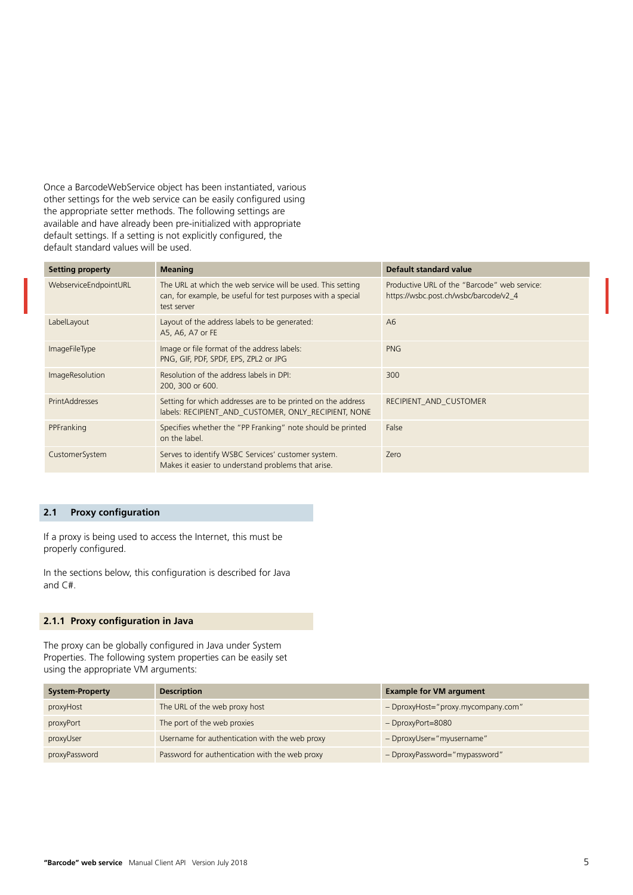Once a BarcodeWebService object has been instantiated, various other settings for the web service can be easily configured using the appropriate setter methods. The following settings are available and have already been pre-initialized with appropriate default settings. If a setting is not explicitly configured, the default standard values will be used.

| Setting property | Meaning | Default standard value |
|---|---|---|
| WebserviceEndpointURL | The URL at which the web service will be used. This setting can, for example, be useful for test purposes with a special test server | Productive URL of the "Barcode" web service: https://wsbc.post.ch/wsbc/barcode/v2_4 |
| LabelLayout | Layout of the address labels to be generated: A5, A6, A7 or FE | A6 |
| ImageFileType | Image or file format of the address labels: PNG, GIF, PDF, SPDF, EPS, ZPL2 or JPG | PNG |
| ImageResolution | Resolution of the address labels in DPI: 200, 300 or 600. | 300 |
| PrintAddresses | Setting for which addresses are to be printed on the address labels: RECIPIENT_AND_CUSTOMER, ONLY_RECIPIENT, NONE | RECIPIENT_AND_CUSTOMER |
| PPFranking | Specifies whether the "PP Franking" note should be printed on the label. | False |
| CustomerSystem | Serves to identify WSBC Services' customer system. Makes it easier to understand problems that arise. | Zero |

## 2.1 Proxy configuration

If a proxy is being used to access the Internet, this must be properly configured.

In the sections below, this configuration is described for Java and C#.

### 2.1.1 Proxy configuration in Java

The proxy can be globally configured in Java under System Properties. The following system properties can be easily set using the appropriate VM arguments:

| System-Property | Description | Example for VM argument |
|---|---|---|
| proxyHost | The URL of the web proxy host | – DproxyHost="proxy.mycompany.com" |
| proxyPort | The port of the web proxies | – DproxyPort=8080 |
| proxyUser | Username for authentication with the web proxy | – DproxyUser="myusername" |
| proxyPassword | Password for authentication with the web proxy | – DproxyPassword="mypassword" |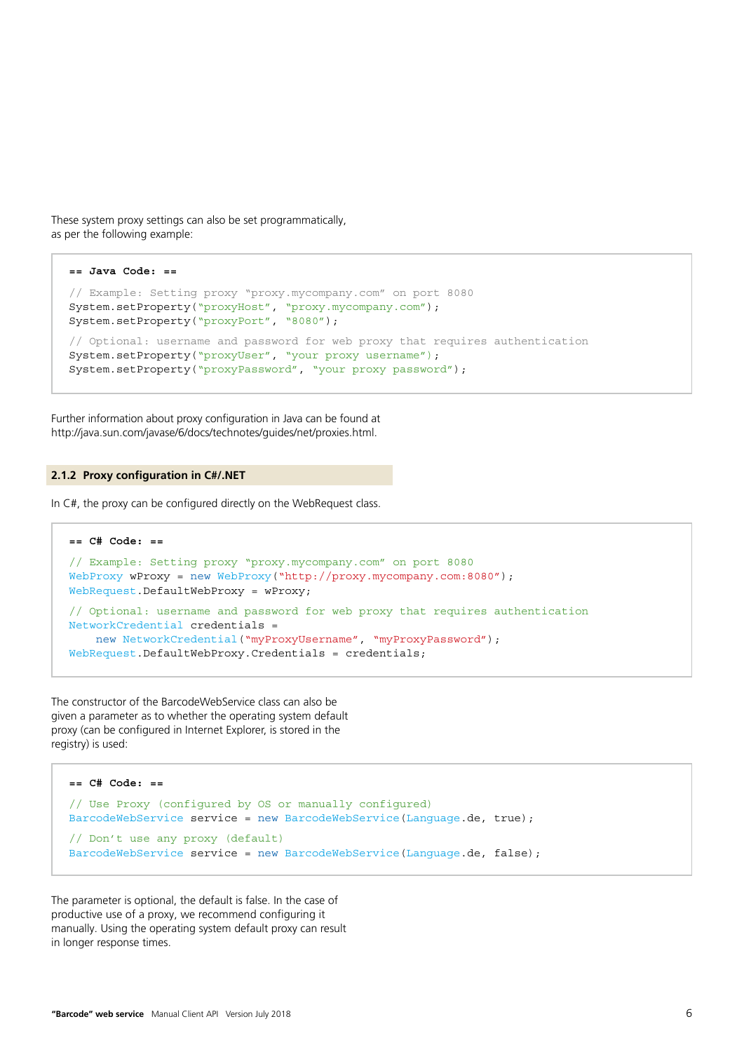These system proxy settings can also be set programmatically, as per the following example:

```
== Java Code: ==
// Example: Setting proxy "proxy.mycompany.com" on port 8080
System.setProperty("proxyHost", "proxy.mycompany.com");
System.setProperty("proxyPort", "8080");
// Optional: username and password for web proxy that requires authentication
System.setProperty("proxyUser", "your proxy username");
System.setProperty("proxyPassword", "your proxy password");
```

Further information about proxy configuration in Java can be found at http://java.sun.com/javase/6/docs/technotes/guides/net/proxies.html.

### 2.1.2 Proxy configuration in C#/.NET

In C#, the proxy can be configured directly on the WebRequest class.

```
== C# Code: ==
// Example: Setting proxy "proxy.mycompany.com" on port 8080
WebProxy wProxy = new WebProxy("http://proxy.mycompany.com:8080");
WebRequest.DefaultWebProxy = wProxy;
// Optional: username and password for web proxy that requires authentication
NetworkCredential credentials =
    new NetworkCredential("myProxyUsername", "myProxyPassword");
WebRequest.DefaultWebProxy.Credentials = credentials;
```

The constructor of the BarcodeWebService class can also be given a parameter as to whether the operating system default proxy (can be configured in Internet Explorer, is stored in the registry) is used:

```
== C# Code: ==
// Use Proxy (configured by OS or manually configured)
BarcodeWebService service = new BarcodeWebService(Language.de, true);
// Don't use any proxy (default)
BarcodeWebService service = new BarcodeWebService(Language.de, false);
```

The parameter is optional, the default is false. In the case of productive use of a proxy, we recommend configuring it manually. Using the operating system default proxy can result in longer response times.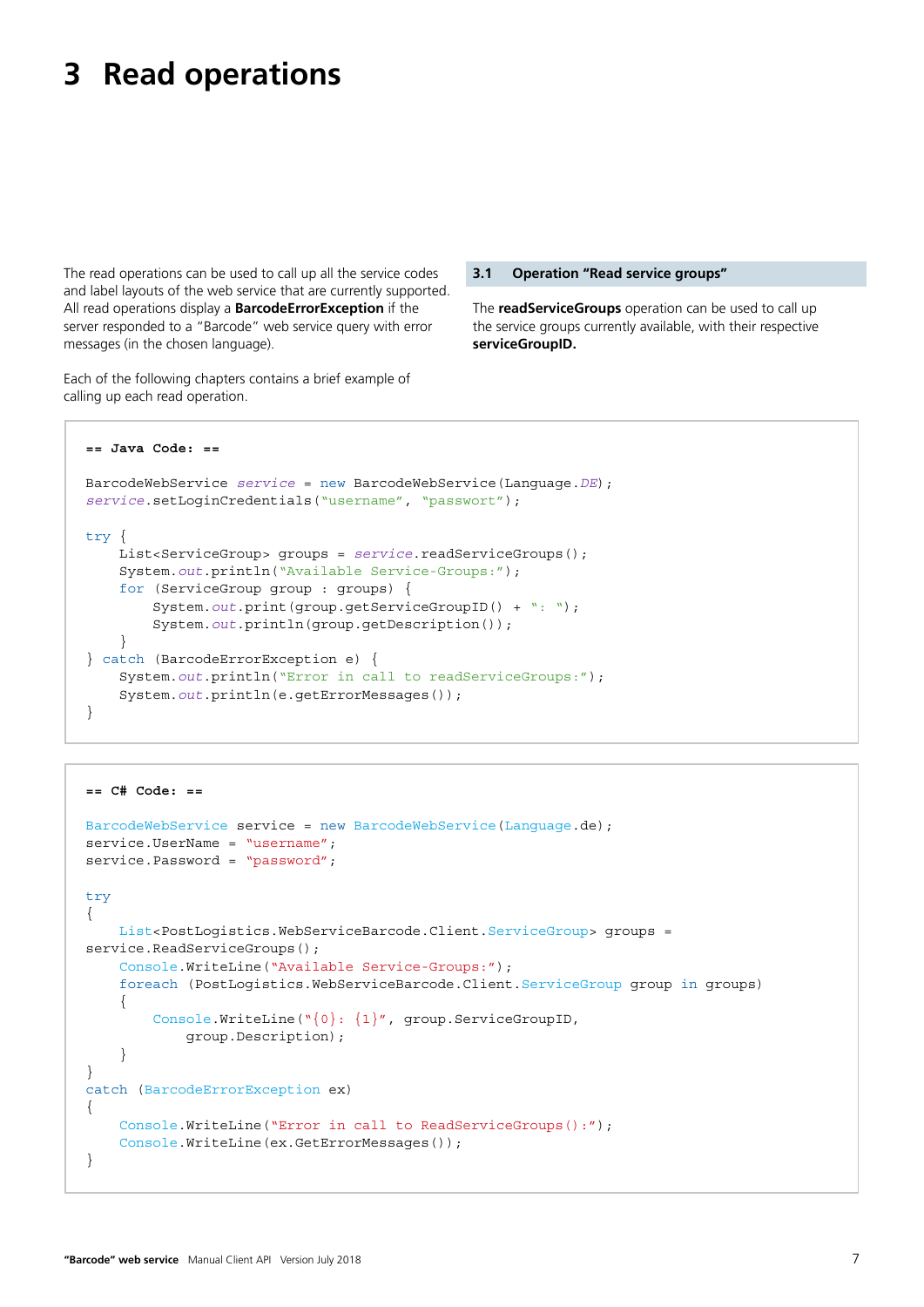# 3 Read operations

The read operations can be used to call up all the service codes and label layouts of the web service that are currently supported. All read operations display a **BarcodeErrorException** if the server responded to a "Barcode" web service query with error messages (in the chosen language).

Each of the following chapters contains a brief example of calling up each read operation.

## 3.1 Operation "Read service groups"

The **readServiceGroups** operation can be used to call up the service groups currently available, with their respective **serviceGroupID.**

```
== Java Code: ==

BarcodeWebService service = new BarcodeWebService(Language.DE);
service.setLoginCredentials("username", "passwort");

try {
    List<ServiceGroup> groups = service.readServiceGroups();
    System.out.println("Available Service-Groups:");
    for (ServiceGroup group : groups) {
        System.out.print(group.getServiceGroupID() + ": ");
        System.out.println(group.getDescription());
    }
} catch (BarcodeErrorException e) {
    System.out.println("Error in call to readServiceGroups:");
    System.out.println(e.getErrorMessages());
}
```

```
== C# Code: ==

BarcodeWebService service = new BarcodeWebService(Language.de);
service.UserName = "username";
service.Password = "password";

try
{
    List<PostLogistics.WebServiceBarcode.Client.ServiceGroup> groups =
service.ReadServiceGroups();
    Console.WriteLine("Available Service-Groups:");
    foreach (PostLogistics.WebServiceBarcode.Client.ServiceGroup group in groups)
    {
        Console.WriteLine("{0}: {1}", group.ServiceGroupID,
            group.Description);
    }
}
catch (BarcodeErrorException ex)
{
    Console.WriteLine("Error in call to ReadServiceGroups():");
    Console.WriteLine(ex.GetErrorMessages());
}
```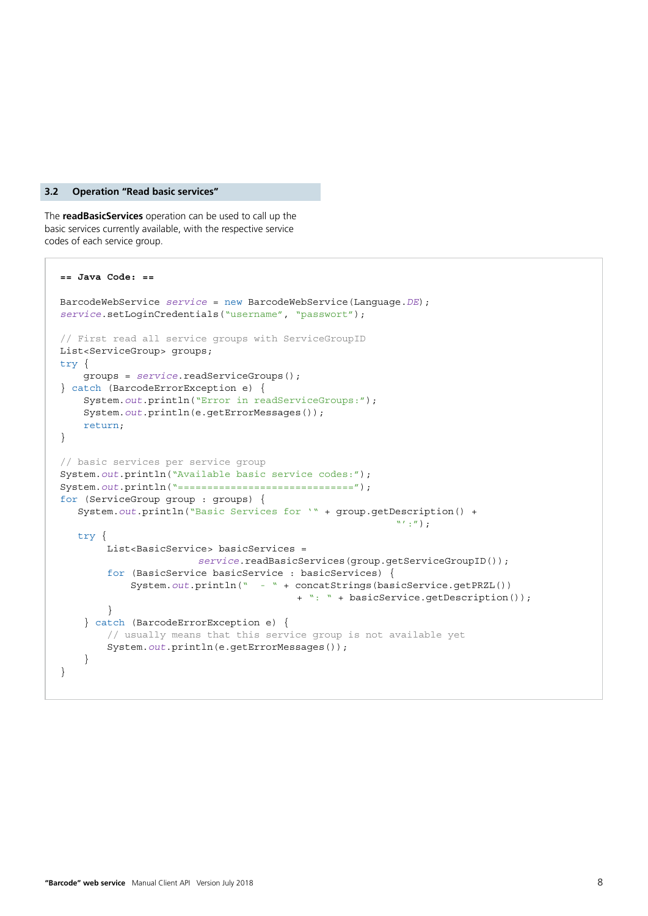## 3.2 Operation "Read basic services"

The **readBasicServices** operation can be used to call up the basic services currently available, with the respective service codes of each service group.

```
== Java Code: ==

BarcodeWebService service = new BarcodeWebService(Language.DE);
service.setLoginCredentials("username", "passwort");

// First read all service groups with ServiceGroupID
List<ServiceGroup> groups;
try {
    groups = service.readServiceGroups();
} catch (BarcodeErrorException e) {
    System.out.println("Error in readServiceGroups:");
    System.out.println(e.getErrorMessages());
    return;
}

// basic services per service group
System.out.println("Available basic service codes:");
System.out.println("==============================");
for (ServiceGroup group : groups) {
   System.out.println("Basic Services for '" + group.getDescription() +
                                                          "':");

   try {
        List<BasicService> basicServices =
                       service.readBasicServices(group.getServiceGroupID());
        for (BasicService basicService : basicServices) {
            System.out.println("  - " + concatStrings(basicService.getPRZL())
                                        + ": " + basicService.getDescription());
        }
    } catch (BarcodeErrorException e) {
        // usually means that this service group is not available yet
        System.out.println(e.getErrorMessages());
    }
}
```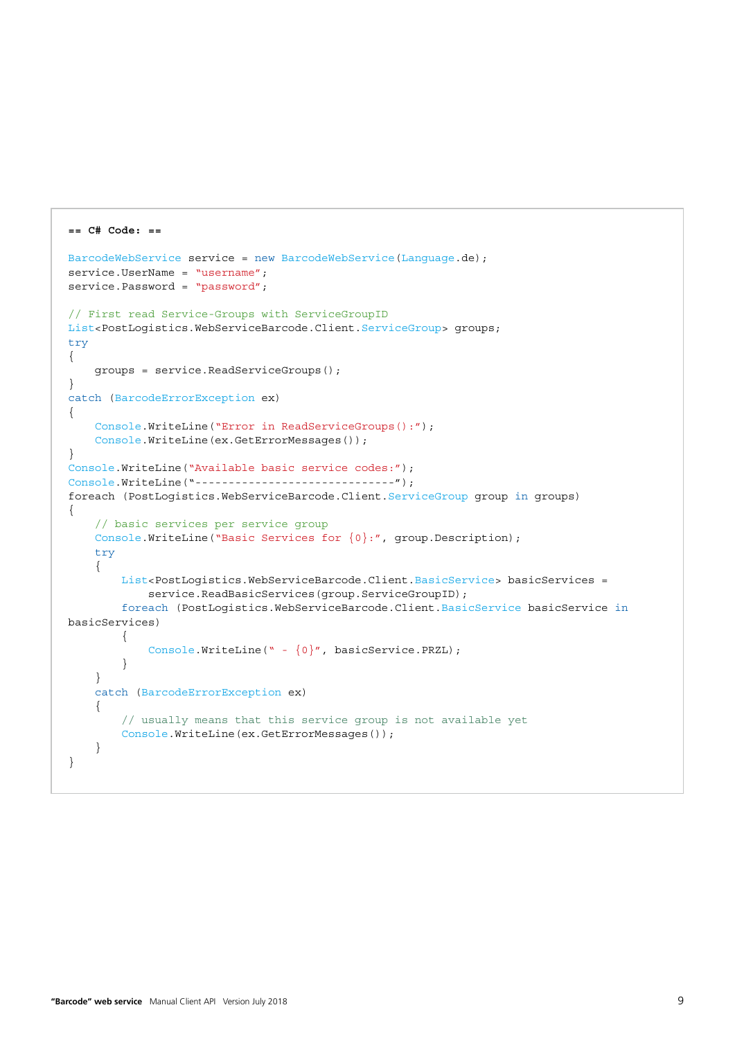```
== C# Code: ==

BarcodeWebService service = new BarcodeWebService(Language.de);
service.UserName = "username";
service.Password = "password";

// First read Service-Groups with ServiceGroupID
List<PostLogistics.WebServiceBarcode.Client.ServiceGroup> groups;
try
{
    groups = service.ReadServiceGroups();
}
catch (BarcodeErrorException ex)
{
    Console.WriteLine("Error in ReadServiceGroups():");
    Console.WriteLine(ex.GetErrorMessages());
}
Console.WriteLine("Available basic service codes:");
Console.WriteLine("------------------------------");
foreach (PostLogistics.WebServiceBarcode.Client.ServiceGroup group in groups)
{
    // basic services per service group
    Console.WriteLine("Basic Services for {0}:", group.Description);
    try
    {
        List<PostLogistics.WebServiceBarcode.Client.BasicService> basicServices =
            service.ReadBasicServices(group.ServiceGroupID);
        foreach (PostLogistics.WebServiceBarcode.Client.BasicService basicService in
basicServices)
        {
            Console.WriteLine(" - {0}", basicService.PRZL);
        }
    }
    catch (BarcodeErrorException ex)
    {
        // usually means that this service group is not available yet
        Console.WriteLine(ex.GetErrorMessages());
    }
}
```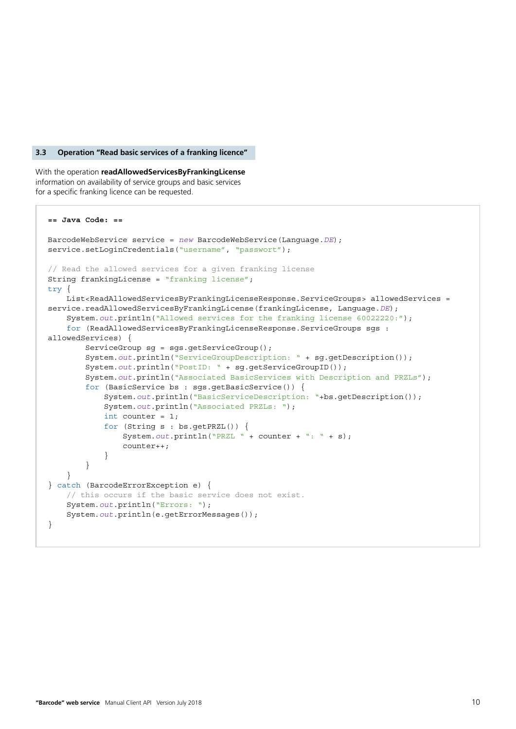### 3.3 Operation "Read basic services of a franking licence"

With the operation **readAllowedServicesByFrankingLicense** information on availability of service groups and basic services for a specific franking licence can be requested.

```
== Java Code: ==

BarcodeWebService service = new BarcodeWebService(Language.DE);
service.setLoginCredentials("username", "passwort");

// Read the allowed services for a given franking license
String frankingLicense = "franking license";
try {
    List<ReadAllowedServicesByFrankingLicenseResponse.ServiceGroups> allowedServices =
service.readAllowedServicesByFrankingLicense(frankingLicense, Language.DE);
    System.out.println("Allowed services for the franking license 60022220:");
    for (ReadAllowedServicesByFrankingLicenseResponse.ServiceGroups sgs :
allowedServices) {
        ServiceGroup sg = sgs.getServiceGroup();
        System.out.println("ServiceGroupDescription: " + sg.getDescription());
        System.out.println("PostID: " + sg.getServiceGroupID());
        System.out.println("Associated BasicServices with Description and PRZLs");
        for (BasicService bs : sgs.getBasicService()) {
            System.out.println("BasicServiceDescription: "+bs.getDescription());
            System.out.println("Associated PRZLs: ");
            int counter = 1;
            for (String s : bs.getPRZL()) {
                System.out.println("PRZL " + counter + ": " + s);
                counter++;
            }
        }
    }
} catch (BarcodeErrorException e) {
    // this occurs if the basic service does not exist.
    System.out.println("Errors: ");
    System.out.println(e.getErrorMessages());
}
```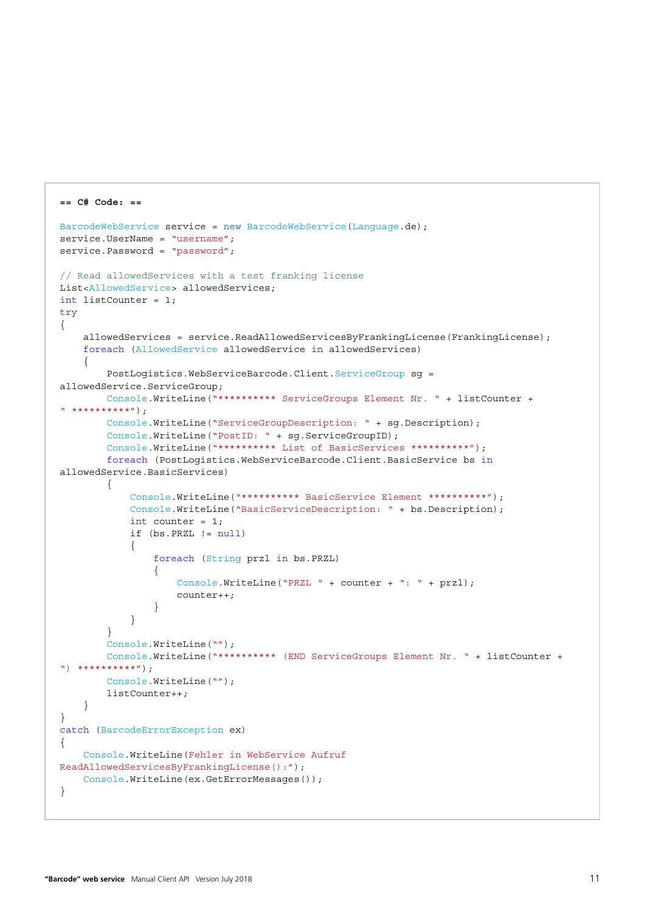```
== C# Code: ==

BarcodeWebService service = new BarcodeWebService(Language.de);
service.UserName = "username";
service.Password = "password";

// Read allowedServices with a test franking license
List<AllowedService> allowedServices;
int listCounter = 1;
try
{
    allowedServices = service.ReadAllowedServicesByFrankingLicense(FrankingLicense);
    foreach (AllowedService allowedService in allowedServices)
    {
        PostLogistics.WebServiceBarcode.Client.ServiceGroup sg =
allowedService.ServiceGroup;
        Console.WriteLine("********** ServiceGroups Element Nr. " + listCounter +
" **********");
        Console.WriteLine("ServiceGroupDescription: " + sg.Description);
        Console.WriteLine("PostID: " + sg.ServiceGroupID);
        Console.WriteLine("********** List of BasicServices **********");
        foreach (PostLogistics.WebServiceBarcode.Client.BasicService bs in
allowedService.BasicServices)
        {
            Console.WriteLine("********** BasicService Element **********");
            Console.WriteLine("BasicServiceDescription: " + bs.Description);
            int counter = 1;
            if (bs.PRZL != null)
            {
                foreach (String przl in bs.PRZL)
                {
                    Console.WriteLine("PRZL " + counter + ": " + przl);
                    counter++;
                }
            }
        }
        Console.WriteLine("");
        Console.WriteLine("********** (END ServiceGroups Element Nr. " + listCounter +
") **********");
        Console.WriteLine("");
        listCounter++;
    }
}
catch (BarcodeErrorException ex)
{
    Console.WriteLine(Fehler in WebService Aufruf
ReadAllowedServicesByFrankingLicense():");
    Console.WriteLine(ex.GetErrorMessages());
}
```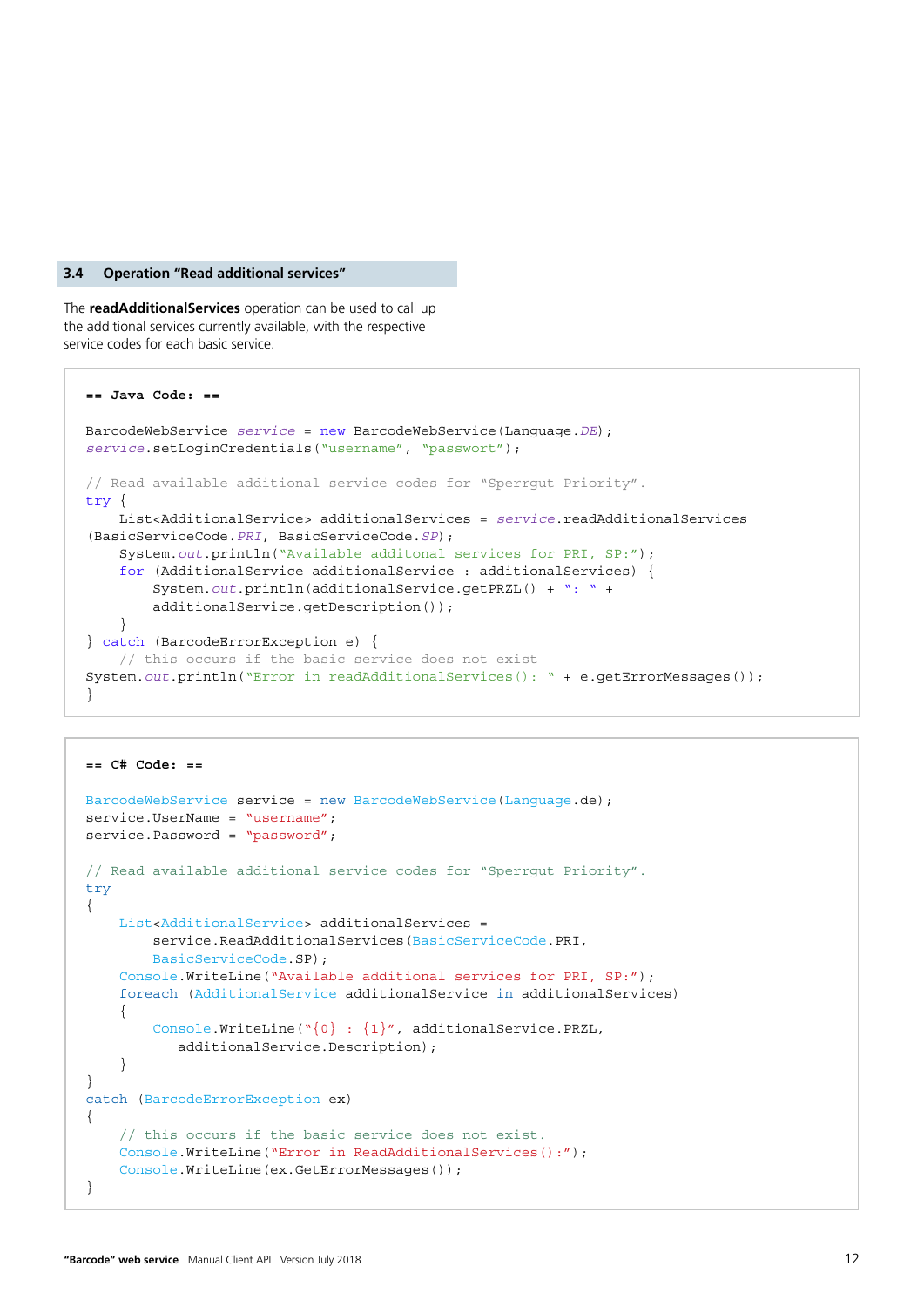## 3.4 Operation “Read additional services”

The **readAdditionalServices** operation can be used to call up the additional services currently available, with the respective service codes for each basic service.

```
== Java Code: ==

BarcodeWebService service = new BarcodeWebService(Language.DE);
service.setLoginCredentials("username", "passwort");

// Read available additional service codes for "Sperrgut Priority".
try {
    List<AdditionalService> additionalServices = service.readAdditionalServices
(BasicServiceCode.PRI, BasicServiceCode.SP);
    System.out.println("Available additonal services for PRI, SP:");
    for (AdditionalService additionalService : additionalServices) {
        System.out.println(additionalService.getPRZL() + ": " +
        additionalService.getDescription());
    }
} catch (BarcodeErrorException e) {
    // this occurs if the basic service does not exist
System.out.println("Error in readAdditionalServices(): " + e.getErrorMessages());
}
```

```
== C# Code: ==

BarcodeWebService service = new BarcodeWebService(Language.de);
service.UserName = "username";
service.Password = "password";

// Read available additional service codes for "Sperrgut Priority".
try
{
    List<AdditionalService> additionalServices =
        service.ReadAdditionalServices(BasicServiceCode.PRI,
        BasicServiceCode.SP);
    Console.WriteLine("Available additional services for PRI, SP:");
    foreach (AdditionalService additionalService in additionalServices)
    {
        Console.WriteLine("{0} : {1}", additionalService.PRZL,
           additionalService.Description);
    }
}
catch (BarcodeErrorException ex)
{
    // this occurs if the basic service does not exist.
    Console.WriteLine("Error in ReadAdditionalServices():");
    Console.WriteLine(ex.GetErrorMessages());
}
```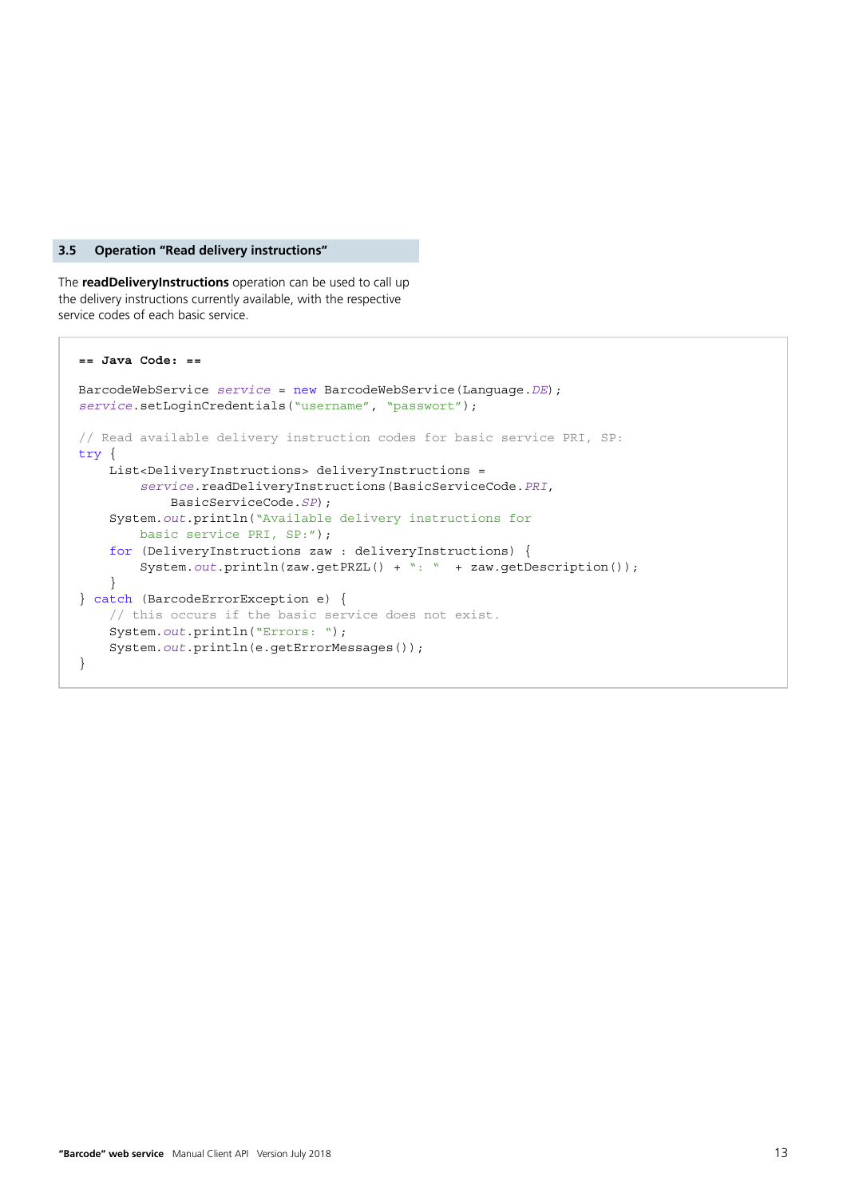## 3.5 Operation "Read delivery instructions"

The **readDeliveryInstructions** operation can be used to call up the delivery instructions currently available, with the respective service codes of each basic service.

```
== Java Code: ==

BarcodeWebService service = new BarcodeWebService(Language.DE);
service.setLoginCredentials("username", "passwort");

// Read available delivery instruction codes for basic service PRI, SP:
try {
    List<DeliveryInstructions> deliveryInstructions =
        service.readDeliveryInstructions(BasicServiceCode.PRI,
            BasicServiceCode.SP);
    System.out.println("Available delivery instructions for
        basic service PRI, SP:");
    for (DeliveryInstructions zaw : deliveryInstructions) {
        System.out.println(zaw.getPRZL() + ": "  + zaw.getDescription());
    }
} catch (BarcodeErrorException e) {
    // this occurs if the basic service does not exist.
    System.out.println("Errors: ");
    System.out.println(e.getErrorMessages());
}
```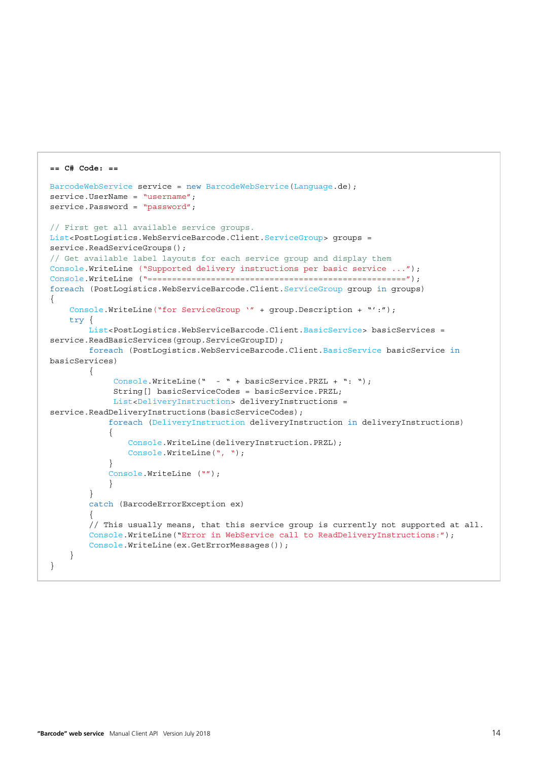```
== C# Code: ==

BarcodeWebService service = new BarcodeWebService(Language.de);
service.UserName = "username";
service.Password = "password";

// First get all available service groups.
List<PostLogistics.WebServiceBarcode.Client.ServiceGroup> groups =
service.ReadServiceGroups();
// Get available label layouts for each service group and display them
Console.WriteLine ("Supported delivery instructions per basic service ...");
Console.WriteLine ("===================================================");
foreach (PostLogistics.WebServiceBarcode.Client.ServiceGroup group in groups)
{
    Console.WriteLine("for ServiceGroup '" + group.Description + "':");
    try {
        List<PostLogistics.WebServiceBarcode.Client.BasicService> basicServices =
service.ReadBasicServices(group.ServiceGroupID);
        foreach (PostLogistics.WebServiceBarcode.Client.BasicService basicService in
basicServices)
        {
             Console.WriteLine("  - " + basicService.PRZL + ": ");
             String[] basicServiceCodes = basicService.PRZL;
             List<DeliveryInstruction> deliveryInstructions =
service.ReadDeliveryInstructions(basicServiceCodes);
            foreach (DeliveryInstruction deliveryInstruction in deliveryInstructions)
            {
                Console.WriteLine(deliveryInstruction.PRZL);
                Console.WriteLine(", ");
            }
            Console.WriteLine ("");
            }
        }
        catch (BarcodeErrorException ex)
        {
        // This usually means, that this service group is currently not supported at all.
        Console.WriteLine("Error in WebService call to ReadDeliveryInstructions:");
        Console.WriteLine(ex.GetErrorMessages());
    }
}
```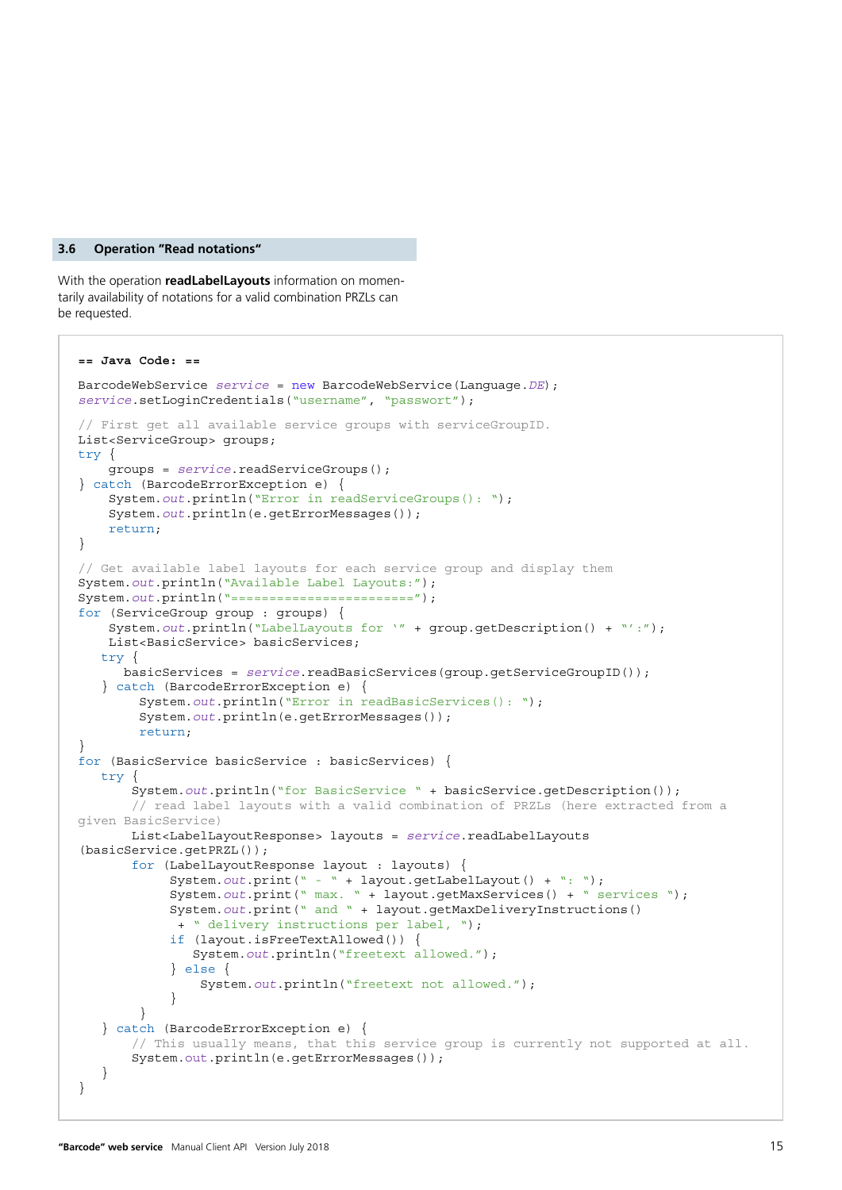## 3.6 Operation "Read notations"

With the operation **readLabelLayouts** information on momentarily availability of notations for a valid combination PRZLs can be requested.

```
== Java Code: ==

BarcodeWebService service = new BarcodeWebService(Language.DE);
service.setLoginCredentials("username", "passwort");

// First get all available service groups with serviceGroupID.
List<ServiceGroup> groups;
try {
    groups = service.readServiceGroups();
} catch (BarcodeErrorException e) {
    System.out.println("Error in readServiceGroups(): ");
    System.out.println(e.getErrorMessages());
    return;
}

// Get available label layouts for each service group and display them
System.out.println("Available Label Layouts:");
System.out.println("========================");
for (ServiceGroup group : groups) {
    System.out.println("LabelLayouts for '" + group.getDescription() + "':");
    List<BasicService> basicServices;
   try {
      basicServices = service.readBasicServices(group.getServiceGroupID());
   } catch (BarcodeErrorException e) {
        System.out.println("Error in readBasicServices(): ");
        System.out.println(e.getErrorMessages());
        return;
}
for (BasicService basicService : basicServices) {
   try {
       System.out.println("for BasicService " + basicService.getDescription());
       // read label layouts with a valid combination of PRZLs (here extracted from a 
given BasicService)
       List<LabelLayoutResponse> layouts = service.readLabelLayouts
(basicService.getPRZL());
       for (LabelLayoutResponse layout : layouts) {
            System.out.print(" - " + layout.getLabelLayout() + ": ");
            System.out.print(" max. " + layout.getMaxServices() + " services ");
            System.out.print(" and " + layout.getMaxDeliveryInstructions()
             + " delivery instructions per label, ");
            if (layout.isFreeTextAllowed()) {
               System.out.println("freetext allowed.");
            } else {
                System.out.println("freetext not allowed.");
            }
        }
   } catch (BarcodeErrorException e) {
       // This usually means, that this service group is currently not supported at all.
       System.out.println(e.getErrorMessages());
   }
}
```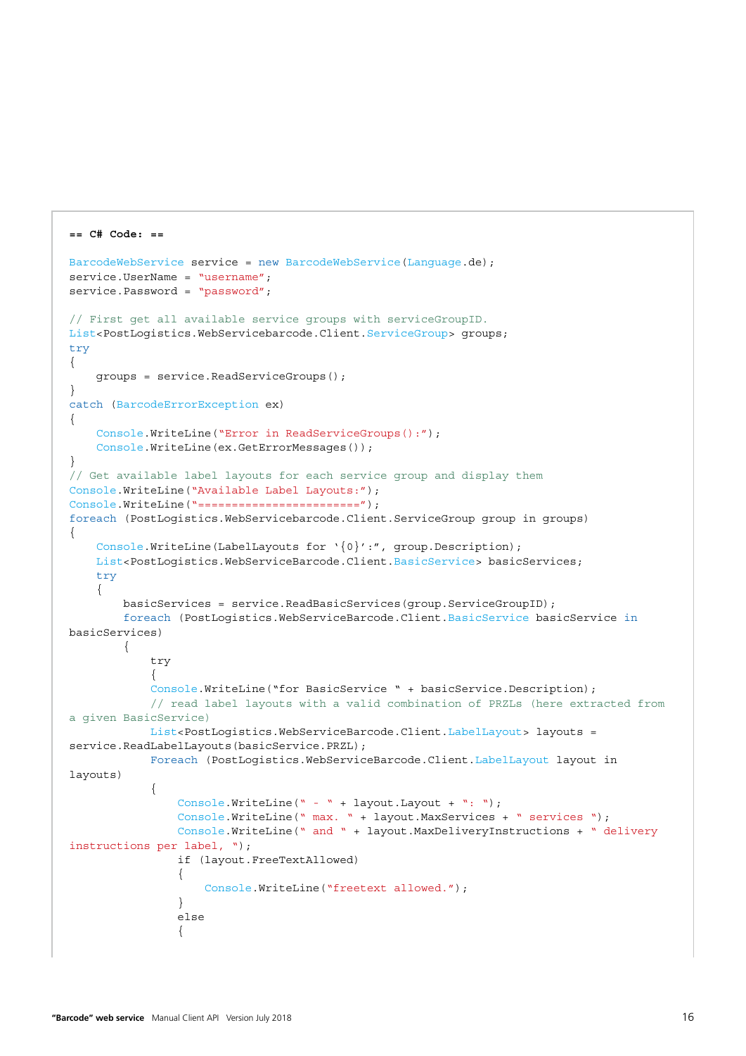```
== C# Code: ==

BarcodeWebService service = new BarcodeWebService(Language.de);
service.UserName = "username";
service.Password = "password";

// First get all available service groups with serviceGroupID.
List<PostLogistics.WebServicebarcode.Client.ServiceGroup> groups;
try
{
    groups = service.ReadServiceGroups();
}
catch (BarcodeErrorException ex)
{
    Console.WriteLine("Error in ReadServiceGroups():");
    Console.WriteLine(ex.GetErrorMessages());
}
// Get available label layouts for each service group and display them
Console.WriteLine("Available Label Layouts:");
Console.WriteLine("=======================");
foreach (PostLogistics.WebServicebarcode.Client.ServiceGroup group in groups)
{
    Console.WriteLine(LabelLayouts for '{0}':", group.Description);
    List<PostLogistics.WebServiceBarcode.Client.BasicService> basicServices;
    try
    {
        basicServices = service.ReadBasicServices(group.ServiceGroupID);
        foreach (PostLogistics.WebServiceBarcode.Client.BasicService basicService in
basicServices)
        {
            try
            {
            Console.WriteLine("for BasicService " + basicService.Description);
            // read label layouts with a valid combination of PRZLs (here extracted from
a given BasicService)
            List<PostLogistics.WebServiceBarcode.Client.LabelLayout> layouts =
service.ReadLabelLayouts(basicService.PRZL);
            Foreach (PostLogistics.WebServiceBarcode.Client.LabelLayout layout in
layouts)
            {
                Console.WriteLine(" - " + layout.Layout + ": ");
                Console.WriteLine(" max. " + layout.MaxServices + " services ");
                Console.WriteLine(" and " + layout.MaxDeliveryInstructions + " delivery
instructions per label, ");
                if (layout.FreeTextAllowed)
                {
                    Console.WriteLine("freetext allowed.");
                }
                else
                {
```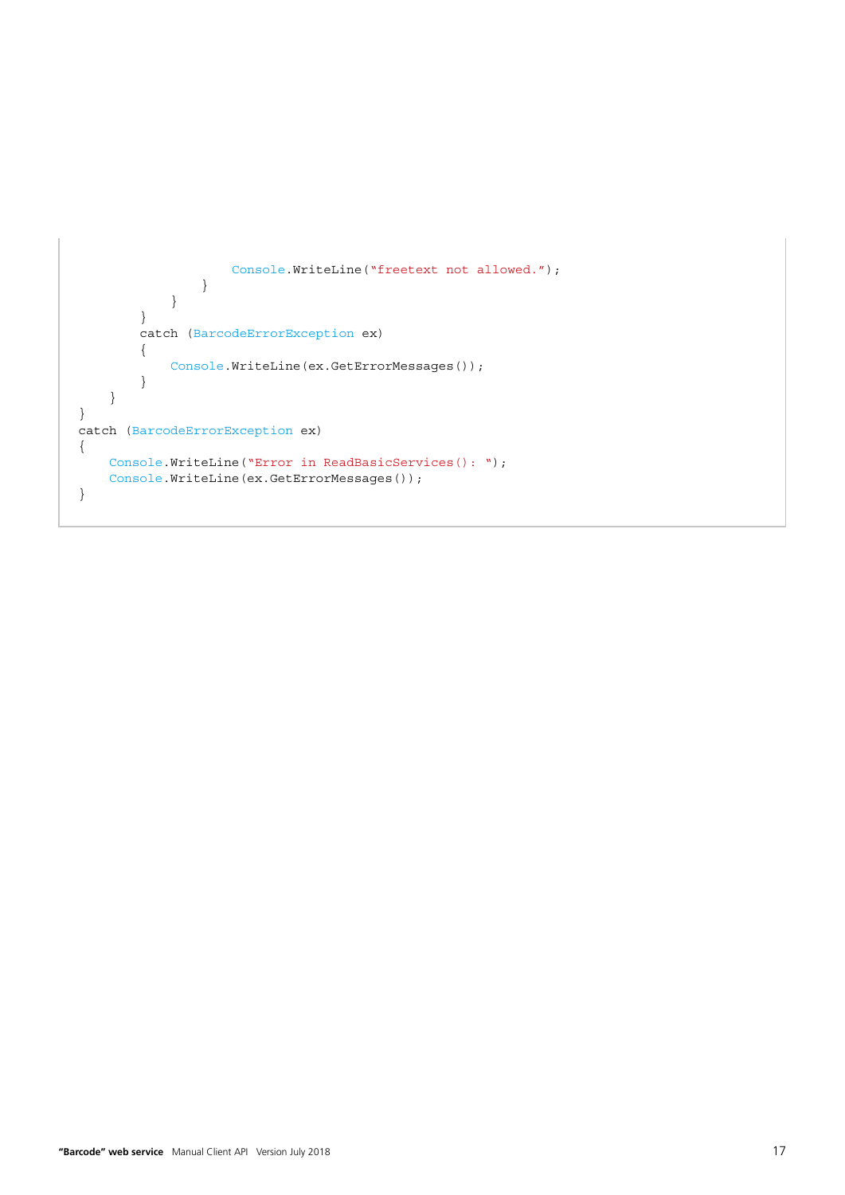```
                    Console.WriteLine("freetext not allowed.");
                }
            }
        }
        catch (BarcodeErrorException ex)
        {
            Console.WriteLine(ex.GetErrorMessages());
        }
    }
}
catch (BarcodeErrorException ex)
{
    Console.WriteLine("Error in ReadBasicServices(): ");
    Console.WriteLine(ex.GetErrorMessages());
}
```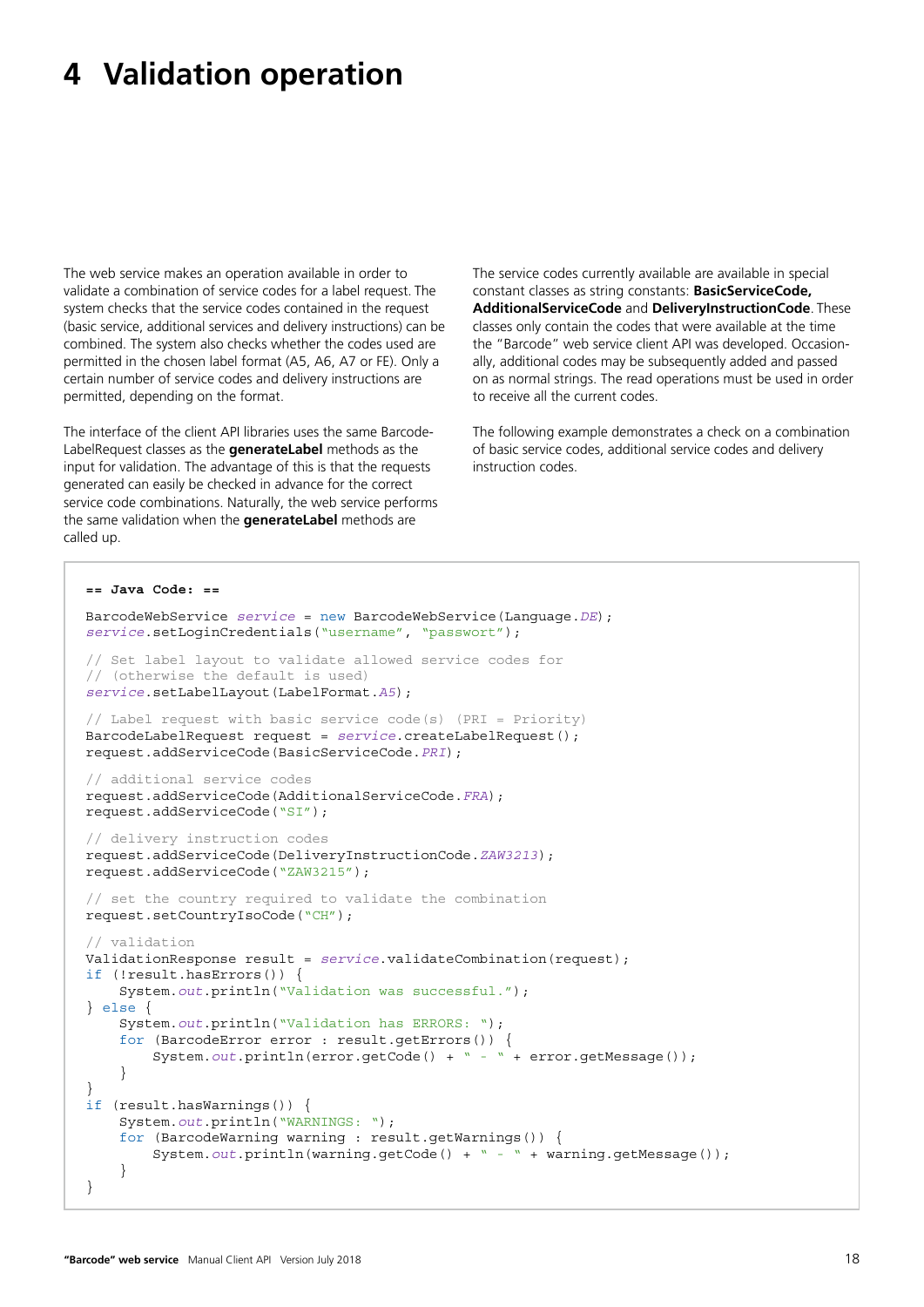# 4 Validation operation

The web service makes an operation available in order to validate a combination of service codes for a label request. The system checks that the service codes contained in the request (basic service, additional services and delivery instructions) can be combined. The system also checks whether the codes used are permitted in the chosen label format (A5, A6, A7 or FE). Only a certain number of service codes and delivery instructions are permitted, depending on the format.

The interface of the client API libraries uses the same Barcode-LabelRequest classes as the **generateLabel** methods as the input for validation. The advantage of this is that the requests generated can easily be checked in advance for the correct service code combinations. Naturally, the web service performs the same validation when the **generateLabel** methods are called up.

The service codes currently available are available in special constant classes as string constants: **BasicServiceCode, AdditionalServiceCode** and **DeliveryInstructionCode**. These classes only contain the codes that were available at the time the "Barcode" web service client API was developed. Occasionally, additional codes may be subsequently added and passed on as normal strings. The read operations must be used in order to receive all the current codes.

The following example demonstrates a check on a combination of basic service codes, additional service codes and delivery instruction codes.

```
== Java Code: ==

BarcodeWebService service = new BarcodeWebService(Language.DE);
service.setLoginCredentials("username", "passwort");

// Set label layout to validate allowed service codes for
// (otherwise the default is used)
service.setLabelLayout(LabelFormat.A5);

// Label request with basic service code(s) (PRI = Priority)
BarcodeLabelRequest request = service.createLabelRequest();
request.addServiceCode(BasicServiceCode.PRI);

// additional service codes
request.addServiceCode(AdditionalServiceCode.FRA);
request.addServiceCode("SI");

// delivery instruction codes
request.addServiceCode(DeliveryInstructionCode.ZAW3213);
request.addServiceCode("ZAW3215");

// set the country required to validate the combination
request.setCountryIsoCode("CH");

// validation
ValidationResponse result = service.validateCombination(request);
if (!result.hasErrors()) {
    System.out.println("Validation was successful.");
} else {
    System.out.println("Validation has ERRORS: ");
    for (BarcodeError error : result.getErrors()) {
        System.out.println(error.getCode() + " - " + error.getMessage());
    }
}
if (result.hasWarnings()) {
    System.out.println("WARNINGS: ");
    for (BarcodeWarning warning : result.getWarnings()) {
        System.out.println(warning.getCode() + " - " + warning.getMessage());
    }
}
```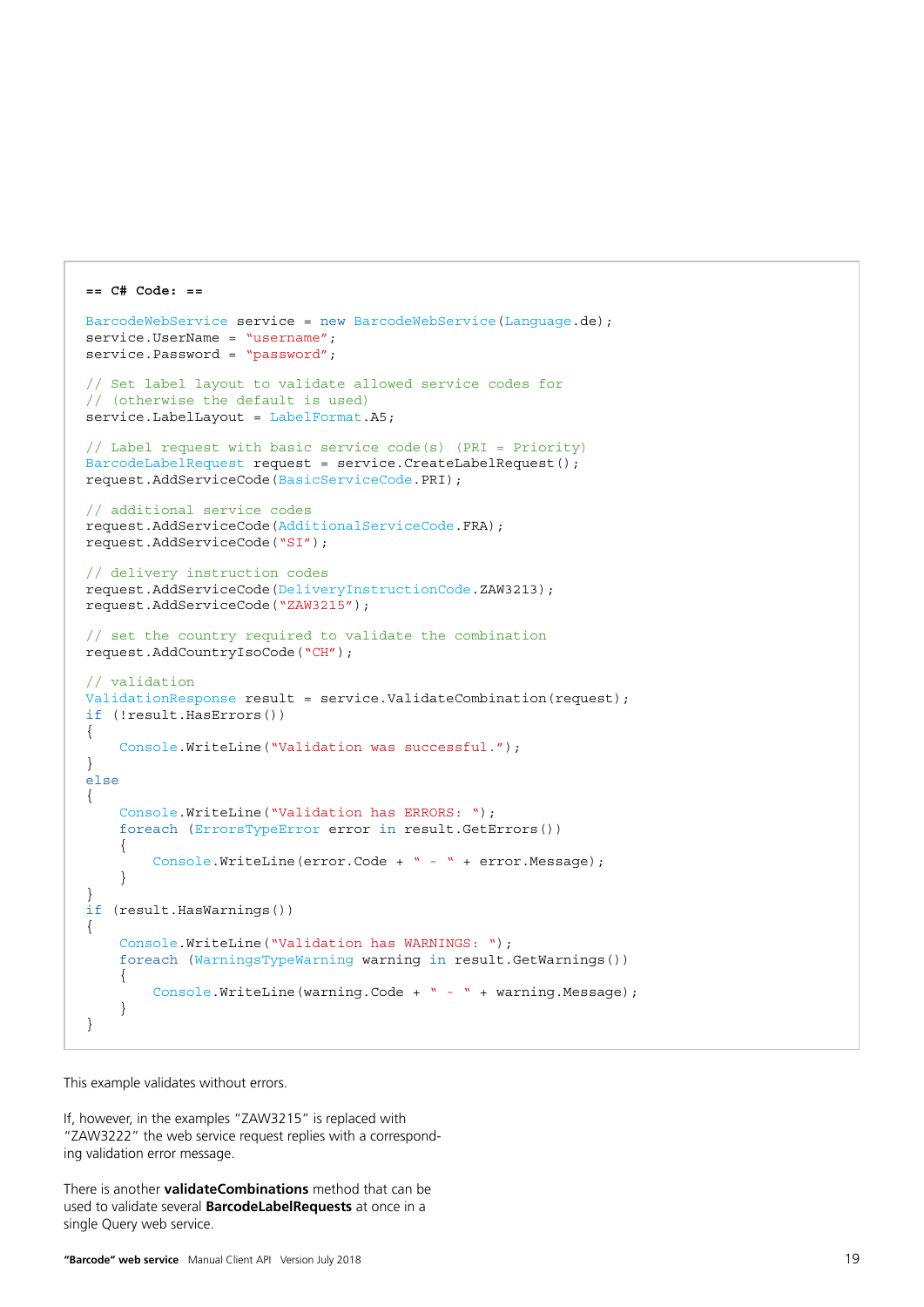```
== C# Code: ==

BarcodeWebService service = new BarcodeWebService(Language.de);
service.UserName = "username";
service.Password = "password";

// Set label layout to validate allowed service codes for
// (otherwise the default is used)
service.LabelLayout = LabelFormat.A5;

// Label request with basic service code(s) (PRI = Priority)
BarcodeLabelRequest request = service.CreateLabelRequest();
request.AddServiceCode(BasicServiceCode.PRI);

// additional service codes
request.AddServiceCode(AdditionalServiceCode.FRA);
request.AddServiceCode("SI");

// delivery instruction codes
request.AddServiceCode(DeliveryInstructionCode.ZAW3213);
request.AddServiceCode("ZAW3215");

// set the country required to validate the combination
request.AddCountryIsoCode("CH");

// validation
ValidationResponse result = service.ValidateCombination(request);
if (!result.HasErrors())
{
    Console.WriteLine("Validation was successful.");
}
else
{
    Console.WriteLine("Validation has ERRORS: ");
    foreach (ErrorsTypeError error in result.GetErrors())
    {
        Console.WriteLine(error.Code + " - " + error.Message);
    }
}
if (result.HasWarnings())
{
    Console.WriteLine("Validation has WARNINGS: ");
    foreach (WarningsTypeWarning warning in result.GetWarnings())
    {
        Console.WriteLine(warning.Code + " - " + warning.Message);
    }
}
```

This example validates without errors.

If, however, in the examples "ZAW3215" is replaced with "ZAW3222" the web service request replies with a corresponding validation error message.

There is another **validateCombinations** method that can be used to validate several **BarcodeLabelRequests** at once in a single Query web service.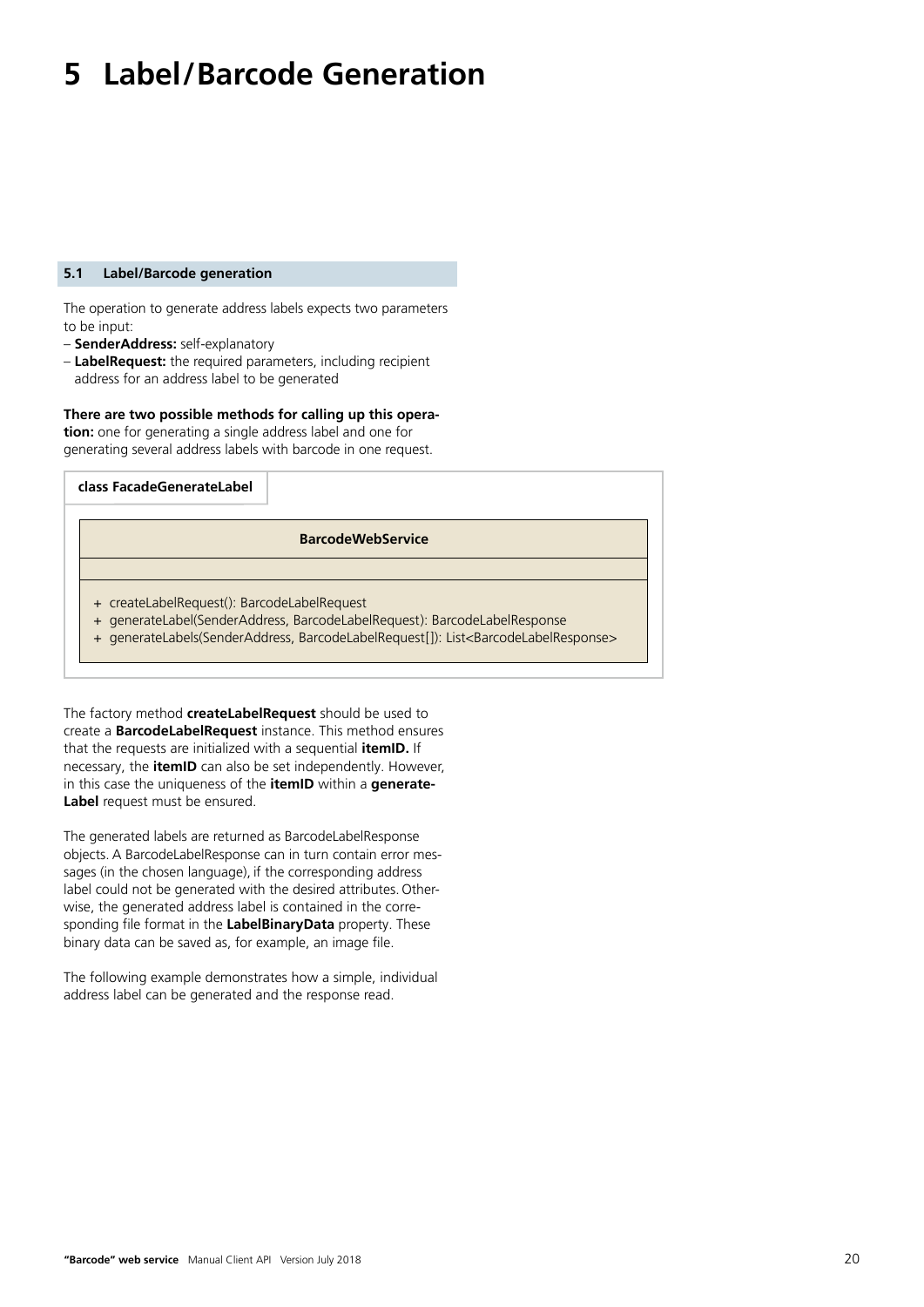# 5 Label/Barcode Generation

## 5.1 Label/Barcode generation

The operation to generate address labels expects two parameters to be input:

- **SenderAddress:** self-explanatory
- **LabelRequest:** the required parameters, including recipient address for an address label to be generated

**There are two possible methods for calling up this operation:** one for generating a single address label and one for generating several address labels with barcode in one request.

**class FacadeGenerateLabel**

| **BarcodeWebService** |
| --- |
| |
| + createLabelRequest(): BarcodeLabelRequest<br>+ generateLabel(SenderAddress, BarcodeLabelRequest): BarcodeLabelResponse<br>+ generateLabels(SenderAddress, BarcodeLabelRequest[]): List<BarcodeLabelResponse> |

The factory method **createLabelRequest** should be used to create a **BarcodeLabelRequest** instance. This method ensures that the requests are initialized with a sequential **itemID.** If necessary, the **itemID** can also be set independently. However, in this case the uniqueness of the **itemID** within a **generateLabel** request must be ensured.

The generated labels are returned as BarcodeLabelResponse objects. A BarcodeLabelResponse can in turn contain error messages (in the chosen language), if the corresponding address label could not be generated with the desired attributes. Otherwise, the generated address label is contained in the corresponding file format in the **LabelBinaryData** property. These binary data can be saved as, for example, an image file.

The following example demonstrates how a simple, individual address label can be generated and the response read.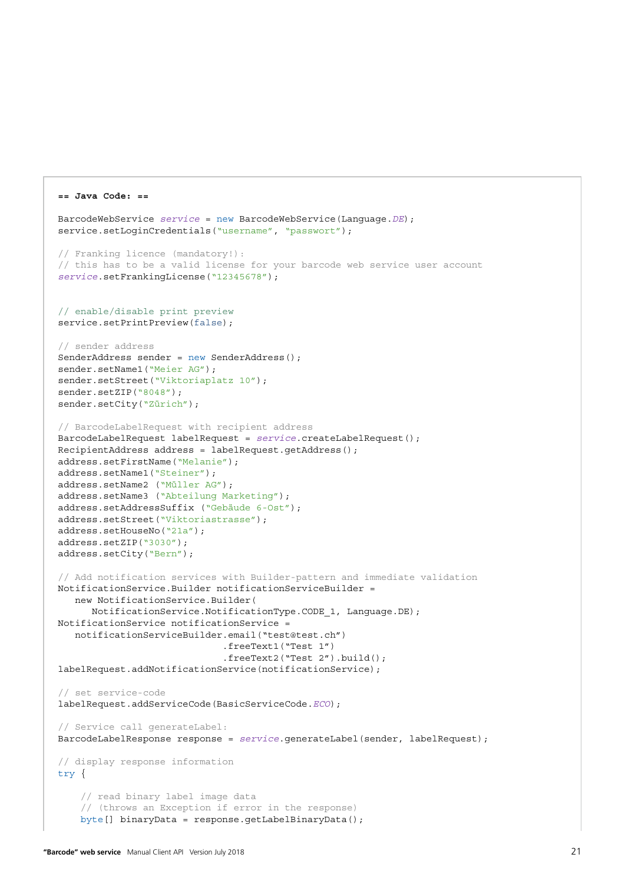```
== Java Code: ==

BarcodeWebService service = new BarcodeWebService(Language.DE);
service.setLoginCredentials("username", "passwort");

// Franking licence (mandatory!):
// this has to be a valid license for your barcode web service user account
service.setFrankingLicense("12345678");


// enable/disable print preview
service.setPrintPreview(false);

// sender address
SenderAddress sender = new SenderAddress();
sender.setName1("Meier AG");
sender.setStreet("Viktoriaplatz 10");
sender.setZIP("8048");
sender.setCity("Zürich");

// BarcodeLabelRequest with recipient address
BarcodeLabelRequest labelRequest = service.createLabelRequest();
RecipientAddress address = labelRequest.getAddress();
address.setFirstName("Melanie");
address.setName1("Steiner");
address.setName2 ("Müller AG");
address.setName3 ("Abteilung Marketing");
address.setAddressSuffix ("Gebäude 6-Ost");
address.setStreet("Viktoriastrasse");
address.setHouseNo("21a");
address.setZIP("3030");
address.setCity("Bern");

// Add notification services with Builder-pattern and immediate validation
NotificationService.Builder notificationServiceBuilder =
   new NotificationService.Builder(
      NotificationService.NotificationType.CODE_1, Language.DE);
NotificationService notificationService =
   notificationServiceBuilder.email("test@test.ch")
                             .freeText1("Test 1")
                             .freeText2("Test 2").build();
labelRequest.addNotificationService(notificationService);

// set service-code
labelRequest.addServiceCode(BasicServiceCode.ECO);

// Service call generateLabel:
BarcodeLabelResponse response = service.generateLabel(sender, labelRequest);

// display response information
try {

    // read binary label image data
    // (throws an Exception if error in the response)
    byte[] binaryData = response.getLabelBinaryData();
```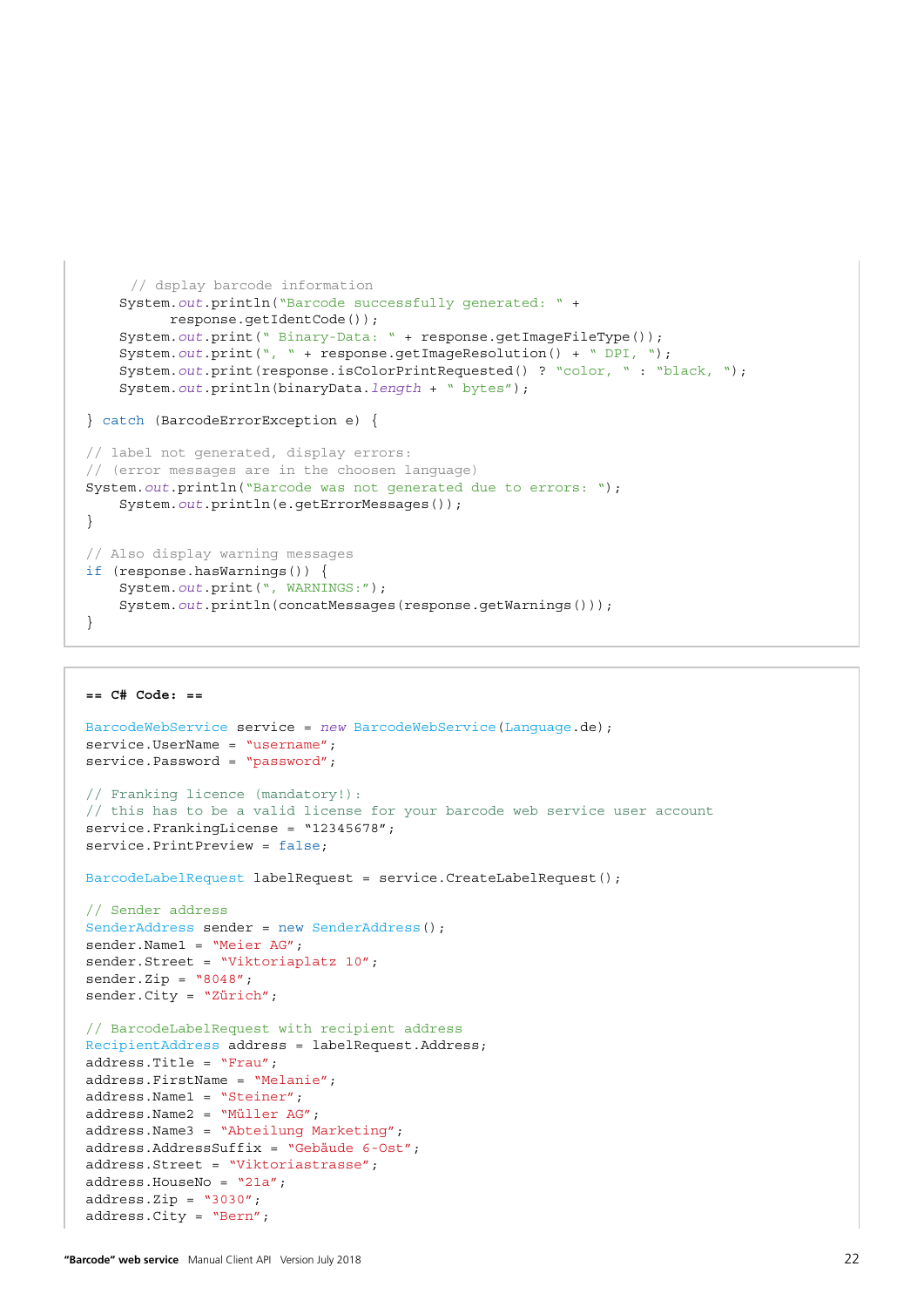```java
      // dsplay barcode information
     System.out.println("Barcode successfully generated: " +
          response.getIdentCode());
     System.out.print(" Binary-Data: " + response.getImageFileType());
     System.out.print(", " + response.getImageResolution() + " DPI, ");
     System.out.print(response.isColorPrintRequested() ? "color, " : "black, ");
     System.out.println(binaryData.length + " bytes");

 } catch (BarcodeErrorException e) {

 // label not generated, display errors:
 // (error messages are in the choosen language)
 System.out.println("Barcode was not generated due to errors: ");
     System.out.println(e.getErrorMessages());
 }

 // Also display warning messages
 if (response.hasWarnings()) {
     System.out.print(", WARNINGS:");
     System.out.println(concatMessages(response.getWarnings()));
 }
```

```csharp
== C# Code: ==

BarcodeWebService service = new BarcodeWebService(Language.de);
service.UserName = "username";
service.Password = "password";

// Franking licence (mandatory!):
// this has to be a valid license for your barcode web service user account
service.FrankingLicense = "12345678";
service.PrintPreview = false;

BarcodeLabelRequest labelRequest = service.CreateLabelRequest();

// Sender address
SenderAddress sender = new SenderAddress();
sender.Name1 = "Meier AG";
sender.Street = "Viktoriaplatz 10";
sender.Zip = "8048";
sender.City = "Zürich";

// BarcodeLabelRequest with recipient address
RecipientAddress address = labelRequest.Address;
address.Title = "Frau";
address.FirstName = "Melanie";
address.Name1 = "Steiner";
address.Name2 = "Müller AG";
address.Name3 = "Abteilung Marketing";
address.AddressSuffix = "Gebäude 6-Ost";
address.Street = "Viktoriastrasse";
address.HouseNo = "21a";
address.Zip = "3030";
address.City = "Bern";
```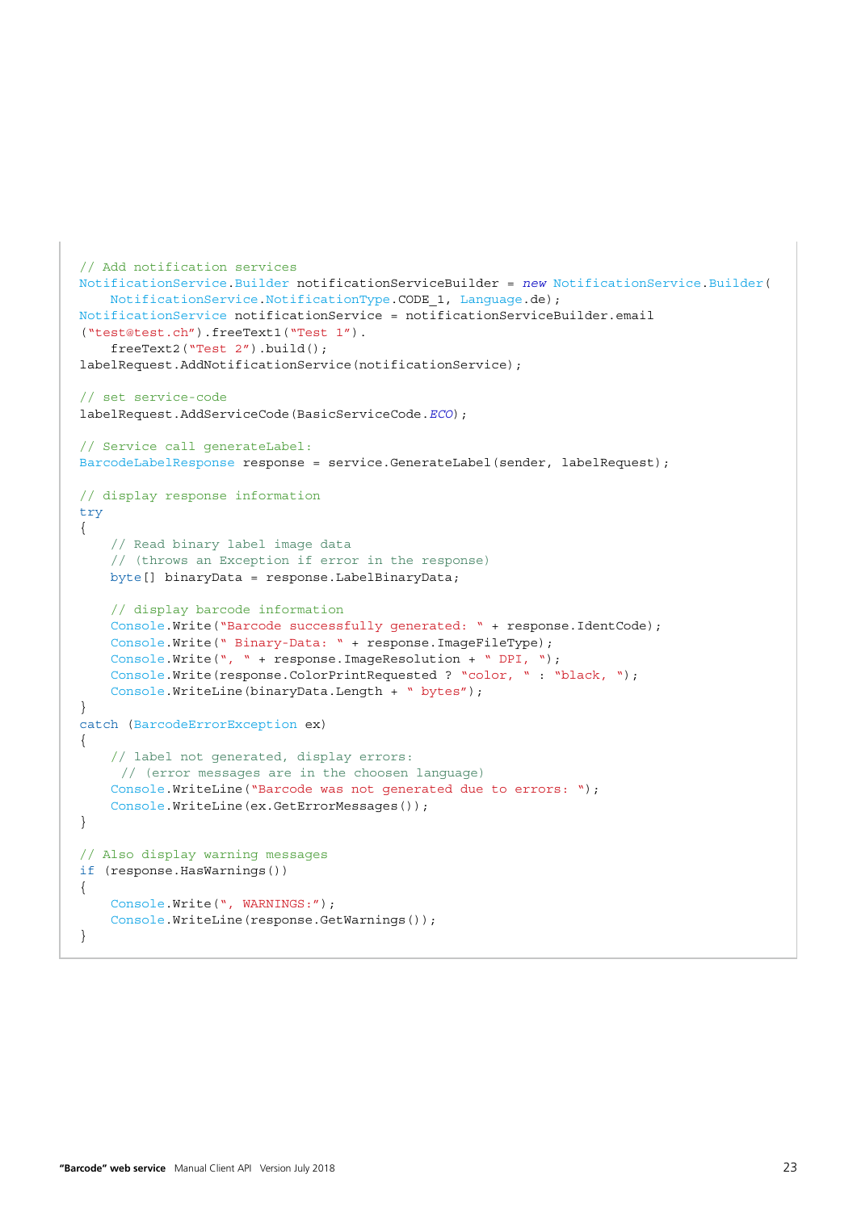```
// Add notification services
NotificationService.Builder notificationServiceBuilder = new NotificationService.Builder(
    NotificationService.NotificationType.CODE_1, Language.de);
NotificationService notificationService = notificationServiceBuilder.email
("test@test.ch").freeText1("Test 1").
    freeText2("Test 2").build();
labelRequest.AddNotificationService(notificationService);

// set service-code
labelRequest.AddServiceCode(BasicServiceCode.ECO);

// Service call generateLabel:
BarcodeLabelResponse response = service.GenerateLabel(sender, labelRequest);

// display response information
try
{
    // Read binary label image data
    // (throws an Exception if error in the response)
    byte[] binaryData = response.LabelBinaryData;

    // display barcode information
    Console.Write("Barcode successfully generated: " + response.IdentCode);
    Console.Write(" Binary-Data: " + response.ImageFileType);
    Console.Write(", " + response.ImageResolution + " DPI, ");
    Console.Write(response.ColorPrintRequested ? "color, " : "black, ");
    Console.WriteLine(binaryData.Length + " bytes");
}
catch (BarcodeErrorException ex)
{
    // label not generated, display errors:
     // (error messages are in the choosen language)
    Console.WriteLine("Barcode was not generated due to errors: ");
    Console.WriteLine(ex.GetErrorMessages());
}

// Also display warning messages
if (response.HasWarnings())
{
    Console.Write(", WARNINGS:");
    Console.WriteLine(response.GetWarnings());
}
```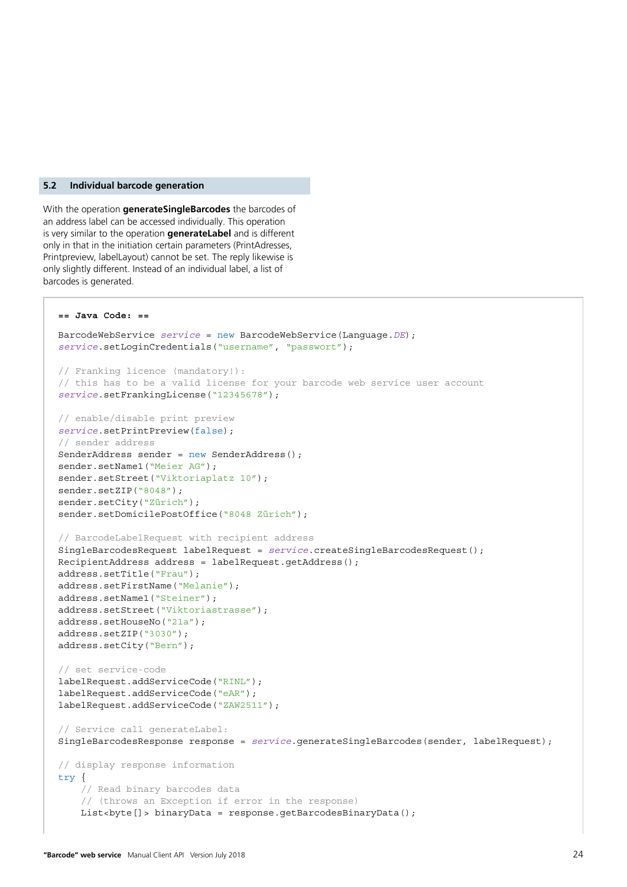## 5.2 Individual barcode generation

With the operation **generateSingleBarcodes** the barcodes of an address label can be accessed individually. This operation is very similar to the operation **generateLabel** and is different only in that in the initiation certain parameters (PrintAdresses, Printpreview, labelLayout) cannot be set. The reply likewise is only slightly different. Instead of an individual label, a list of barcodes is generated.

```
== Java Code: ==

BarcodeWebService service = new BarcodeWebService(Language.DE);
service.setLoginCredentials("username", "passwort");

// Franking licence (mandatory!):
// this has to be a valid license for your barcode web service user account
service.setFrankingLicense("12345678");

// enable/disable print preview
service.setPrintPreview(false);
// sender address
SenderAddress sender = new SenderAddress();
sender.setName1("Meier AG");
sender.setStreet("Viktoriaplatz 10");
sender.setZIP("8048");
sender.setCity("Zürich");
sender.setDomicilePostOffice("8048 Zürich");

// BarcodeLabelRequest with recipient address
SingleBarcodesRequest labelRequest = service.createSingleBarcodesRequest();
RecipientAddress address = labelRequest.getAddress();
address.setTitle("Frau");
address.setFirstName("Melanie");
address.setName1("Steiner");
address.setStreet("Viktoriastrasse");
address.setHouseNo("21a");
address.setZIP("3030");
address.setCity("Bern");

// set service-code
labelRequest.addServiceCode("RINL");
labelRequest.addServiceCode("eAR");
labelRequest.addServiceCode("ZAW2511");

// Service call generateLabel:
SingleBarcodesResponse response = service.generateSingleBarcodes(sender, labelRequest);

// display response information
try {
    // Read binary barcodes data
    // (throws an Exception if error in the response)
    List<byte[]> binaryData = response.getBarcodesBinaryData();
```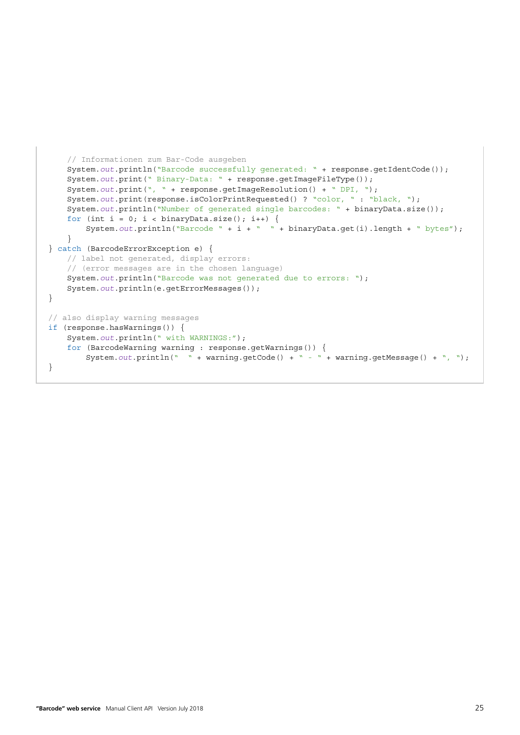```java
    // Informationen zum Bar-Code ausgeben
    System.out.println("Barcode successfully generated: " + response.getIdentCode());
    System.out.print(" Binary-Data: " + response.getImageFileType());
    System.out.print(", " + response.getImageResolution() + " DPI, ");
    System.out.print(response.isColorPrintRequested() ? "color, " : "black, ");
    System.out.println("Number of generated single barcodes: " + binaryData.size());
    for (int i = 0; i < binaryData.size(); i++) {
        System.out.println("Barcode " + i + "  " + binaryData.get(i).length + " bytes");
    }
} catch (BarcodeErrorException e) {
    // label not generated, display errors:
    // (error messages are in the chosen language)
    System.out.println("Barcode was not generated due to errors: ");
    System.out.println(e.getErrorMessages());
}

// also display warning messages
if (response.hasWarnings()) {
    System.out.println(" with WARNINGS:");
    for (BarcodeWarning warning : response.getWarnings()) {
        System.out.println("  " + warning.getCode() + " - " + warning.getMessage() + ", ");
}
```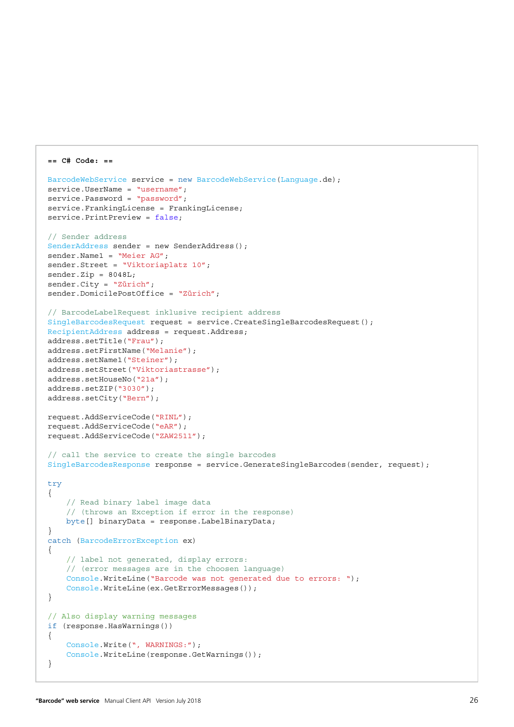```
== C# Code: ==

BarcodeWebService service = new BarcodeWebService(Language.de);
service.UserName = "username";
service.Password = "password";
service.FrankingLicense = FrankingLicense;
service.PrintPreview = false;

// Sender address
SenderAddress sender = new SenderAddress();
sender.Name1 = "Meier AG";
sender.Street = "Viktoriaplatz 10";
sender.Zip = 8048L;
sender.City = "Zürich";
sender.DomicilePostOffice = "Zürich";

// BarcodeLabelRequest inklusive recipient address
SingleBarcodesRequest request = service.CreateSingleBarcodesRequest();
RecipientAddress address = request.Address;
address.setTitle("Frau");
address.setFirstName("Melanie");
address.setName1("Steiner");
address.setStreet("Viktoriastrasse");
address.setHouseNo("21a");
address.setZIP("3030");
address.setCity("Bern");

request.AddServiceCode("RINL");
request.AddServiceCode("eAR");
request.AddServiceCode("ZAW2511");

// call the service to create the single barcodes
SingleBarcodesResponse response = service.GenerateSingleBarcodes(sender, request);

try
{
    // Read binary label image data
    // (throws an Exception if error in the response)
    byte[] binaryData = response.LabelBinaryData;
}
catch (BarcodeErrorException ex)
{
    // label not generated, display errors:
    // (error messages are in the choosen language)
    Console.WriteLine("Barcode was not generated due to errors: ");
    Console.WriteLine(ex.GetErrorMessages());
}

// Also display warning messages
if (response.HasWarnings())
{
    Console.Write(", WARNINGS:");
    Console.WriteLine(response.GetWarnings());
}
```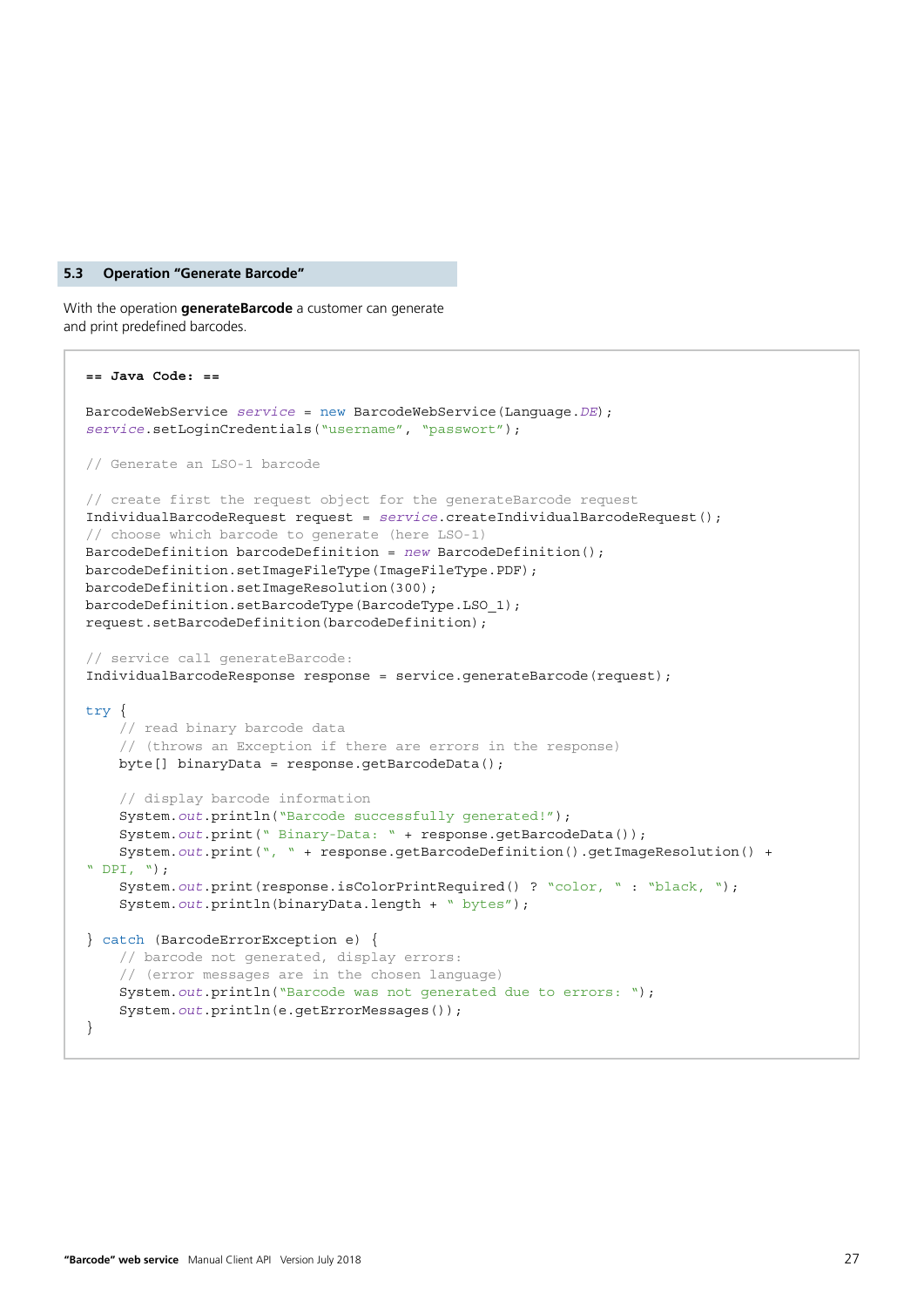## 5.3 Operation "Generate Barcode"

With the operation **generateBarcode** a customer can generate and print predefined barcodes.

```
== Java Code: ==

BarcodeWebService service = new BarcodeWebService(Language.DE);
service.setLoginCredentials("username", "passwort");

// Generate an LSO-1 barcode

// create first the request object for the generateBarcode request
IndividualBarcodeRequest request = service.createIndividualBarcodeRequest();
// choose which barcode to generate (here LSO-1)
BarcodeDefinition barcodeDefinition = new BarcodeDefinition();
barcodeDefinition.setImageFileType(ImageFileType.PDF);
barcodeDefinition.setImageResolution(300);
barcodeDefinition.setBarcodeType(BarcodeType.LSO_1);
request.setBarcodeDefinition(barcodeDefinition);

// service call generateBarcode:
IndividualBarcodeResponse response = service.generateBarcode(request);

try {
    // read binary barcode data
    // (throws an Exception if there are errors in the response)
    byte[] binaryData = response.getBarcodeData();

    // display barcode information
    System.out.println("Barcode successfully generated!");
    System.out.print(" Binary-Data: " + response.getBarcodeData());
    System.out.print(", " + response.getBarcodeDefinition().getImageResolution() +
" DPI, ");
    System.out.print(response.isColorPrintRequired() ? "color, " : "black, ");
    System.out.println(binaryData.length + " bytes");

} catch (BarcodeErrorException e) {
    // barcode not generated, display errors:
    // (error messages are in the chosen language)
    System.out.println("Barcode was not generated due to errors: ");
    System.out.println(e.getErrorMessages());
}
```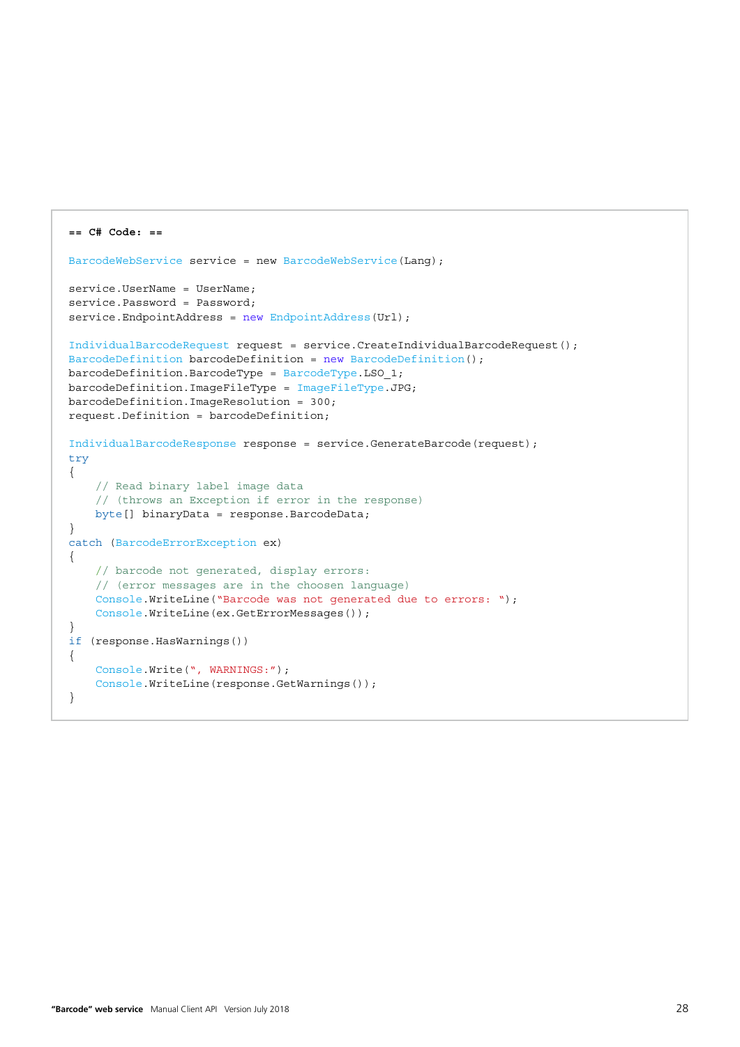```
== C# Code: ==

BarcodeWebService service = new BarcodeWebService(Lang);

service.UserName = UserName;
service.Password = Password;
service.EndpointAddress = new EndpointAddress(Url);

IndividualBarcodeRequest request = service.CreateIndividualBarcodeRequest();
BarcodeDefinition barcodeDefinition = new BarcodeDefinition();
barcodeDefinition.BarcodeType = BarcodeType.LSO_1;
barcodeDefinition.ImageFileType = ImageFileType.JPG;
barcodeDefinition.ImageResolution = 300;
request.Definition = barcodeDefinition;

IndividualBarcodeResponse response = service.GenerateBarcode(request);
try
{
    // Read binary label image data
    // (throws an Exception if error in the response)
    byte[] binaryData = response.BarcodeData;
}
catch (BarcodeErrorException ex)
{
    // barcode not generated, display errors:
    // (error messages are in the choosen language)
    Console.WriteLine("Barcode was not generated due to errors: ");
    Console.WriteLine(ex.GetErrorMessages());
}
if (response.HasWarnings())
{
    Console.Write(", WARNINGS:");
    Console.WriteLine(response.GetWarnings());
}
```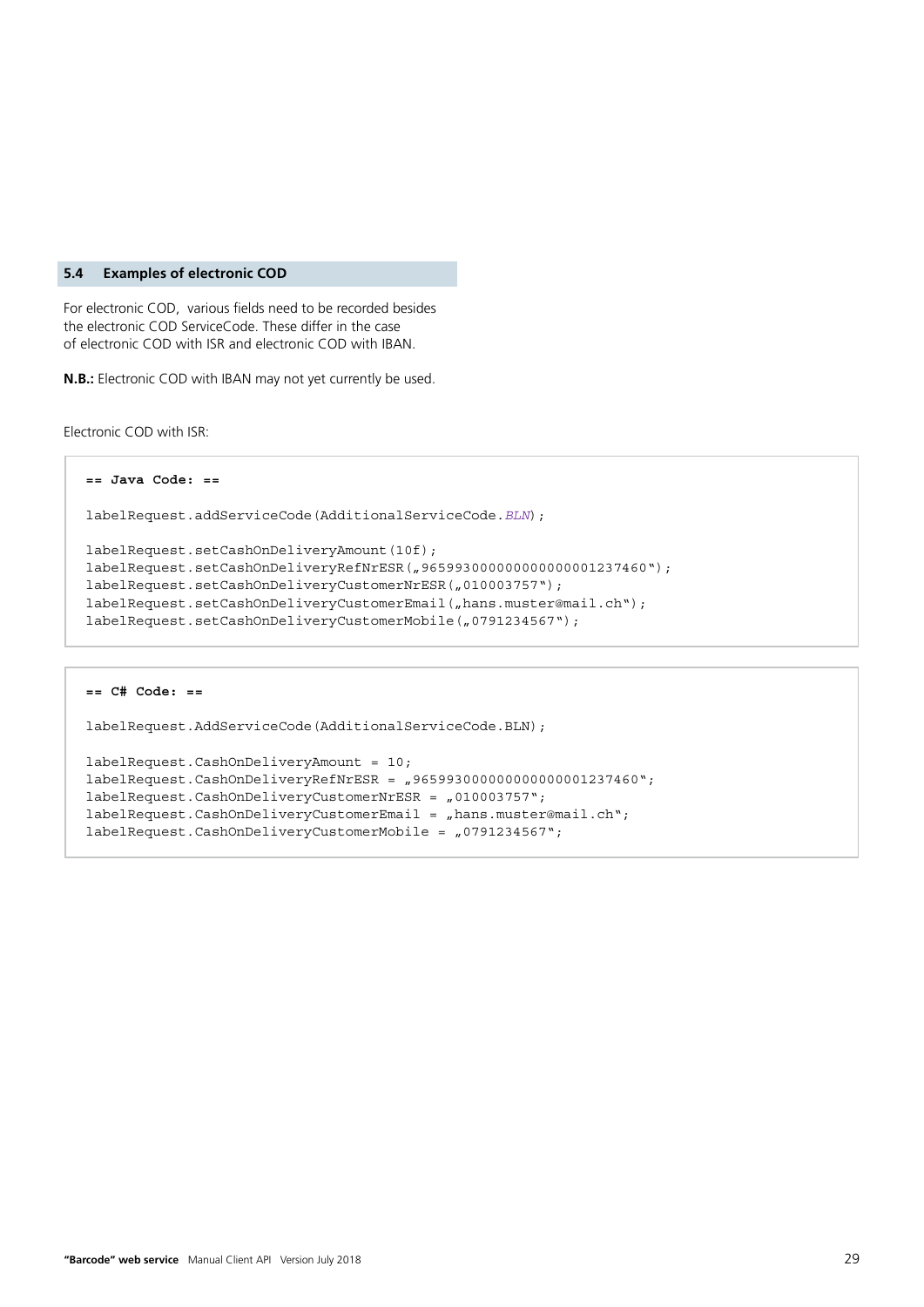## 5.4 Examples of electronic COD

For electronic COD, various fields need to be recorded besides the electronic COD ServiceCode. These differ in the case of electronic COD with ISR and electronic COD with IBAN.

**N.B.:** Electronic COD with IBAN may not yet currently be used.

Electronic COD with ISR:

```
== Java Code: ==

labelRequest.addServiceCode(AdditionalServiceCode.BLN);

labelRequest.setCashOnDeliveryAmount(10f);
labelRequest.setCashOnDeliveryRefNrESR(„965993000000000000001237460");
labelRequest.setCashOnDeliveryCustomerNrESR(„010003757");
labelRequest.setCashOnDeliveryCustomerEmail(„hans.muster@mail.ch");
labelRequest.setCashOnDeliveryCustomerMobile(„0791234567");
```

```
== C# Code: ==

labelRequest.AddServiceCode(AdditionalServiceCode.BLN);

labelRequest.CashOnDeliveryAmount = 10;
labelRequest.CashOnDeliveryRefNrESR = „965993000000000000001237460";
labelRequest.CashOnDeliveryCustomerNrESR = „010003757";
labelRequest.CashOnDeliveryCustomerEmail = „hans.muster@mail.ch";
labelRequest.CashOnDeliveryCustomerMobile = „0791234567";
```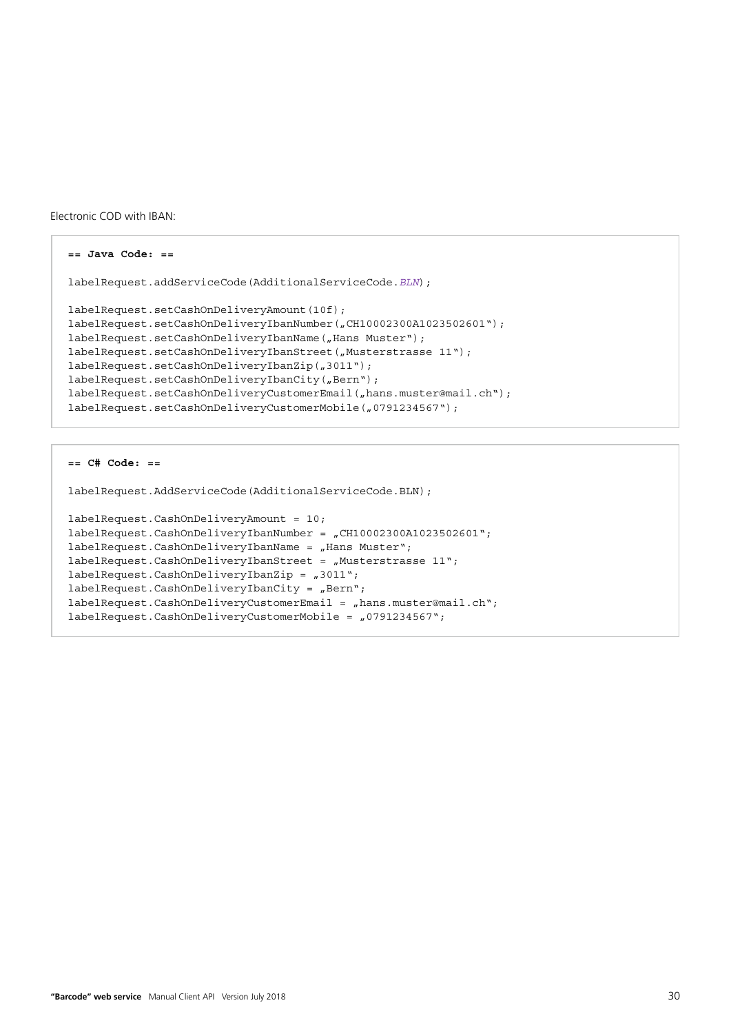Electronic COD with IBAN:

```
== Java Code: ==

labelRequest.addServiceCode(AdditionalServiceCode.BLN);

labelRequest.setCashOnDeliveryAmount(10f);
labelRequest.setCashOnDeliveryIbanNumber(„CH10002300A1023502601");
labelRequest.setCashOnDeliveryIbanName(„Hans Muster");
labelRequest.setCashOnDeliveryIbanStreet(„Musterstrasse 11");
labelRequest.setCashOnDeliveryIbanZip(„3011");
labelRequest.setCashOnDeliveryIbanCity(„Bern");
labelRequest.setCashOnDeliveryCustomerEmail(„hans.muster@mail.ch");
labelRequest.setCashOnDeliveryCustomerMobile(„0791234567");
```

```
== C# Code: ==

labelRequest.AddServiceCode(AdditionalServiceCode.BLN);

labelRequest.CashOnDeliveryAmount = 10;
labelRequest.CashOnDeliveryIbanNumber = „CH10002300A1023502601";
labelRequest.CashOnDeliveryIbanName = „Hans Muster";
labelRequest.CashOnDeliveryIbanStreet = „Musterstrasse 11";
labelRequest.CashOnDeliveryIbanZip = „3011";
labelRequest.CashOnDeliveryIbanCity = „Bern";
labelRequest.CashOnDeliveryCustomerEmail = „hans.muster@mail.ch";
labelRequest.CashOnDeliveryCustomerMobile = „0791234567";
```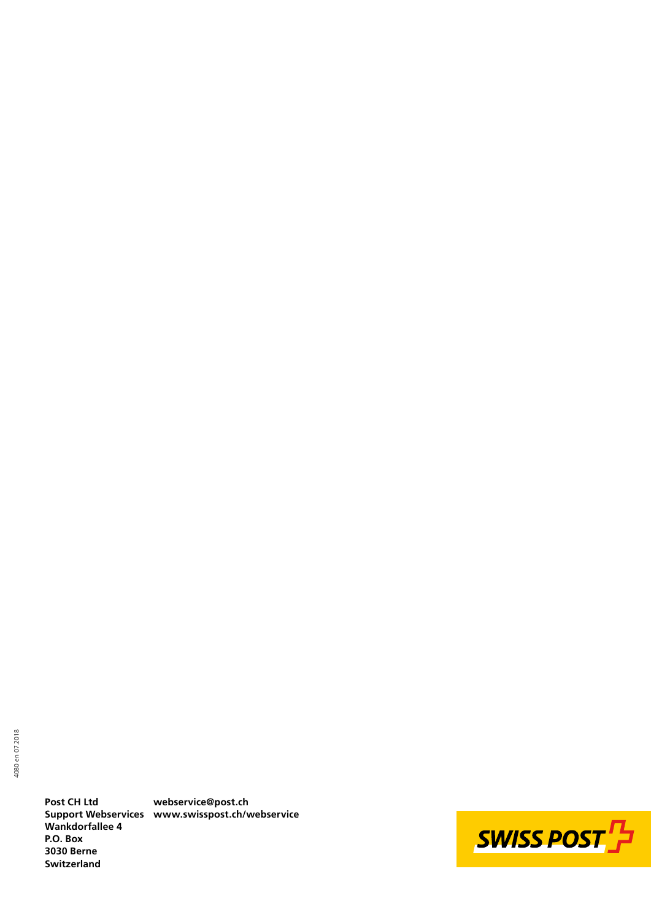4080 en 07.2018

**Post CH Ltd**
**Support Webservices**
**Wankdorfallee 4**
**P.O. Box**
**3030 Berne**
**Switzerland**

**webservice@post.ch**
**www.swisspost.ch/webservice**

SWISS POST